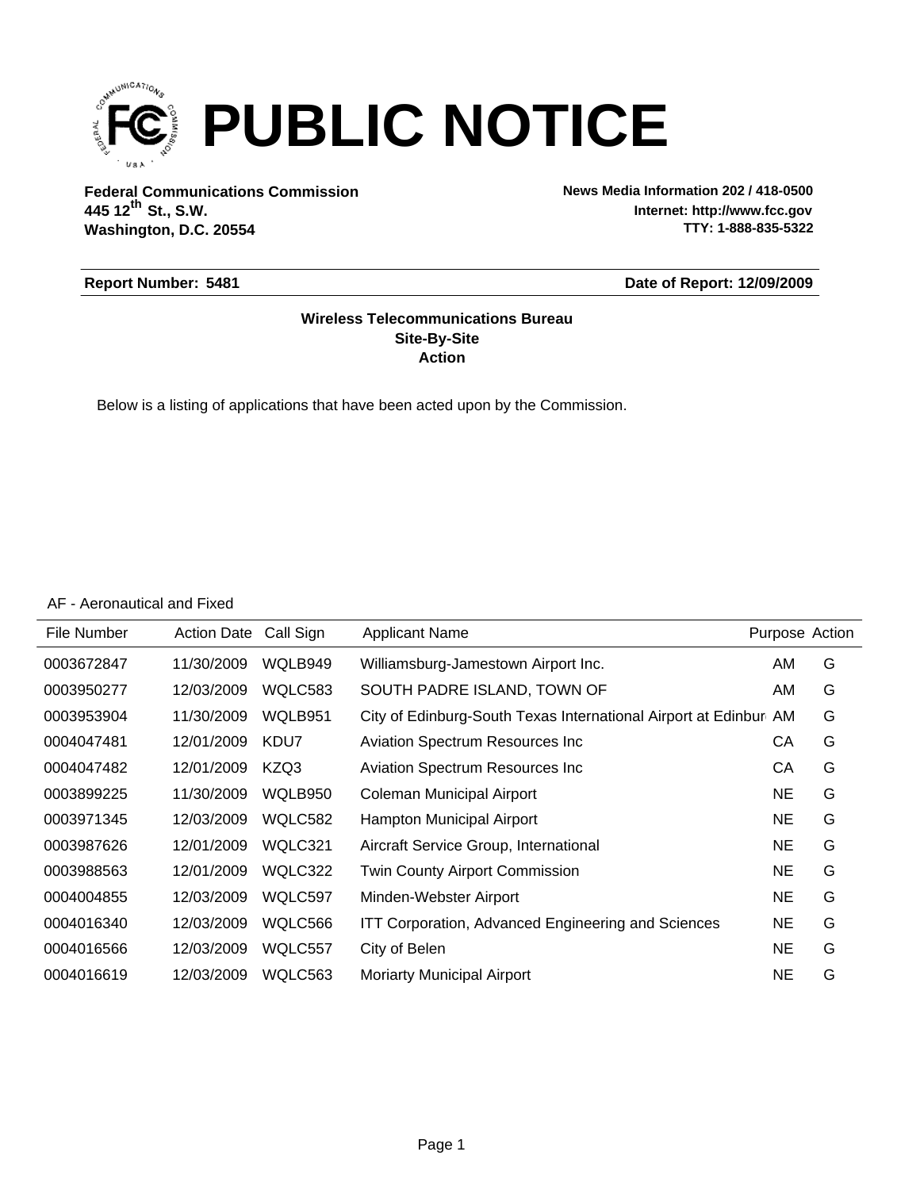# PUBLIC NOTICE

**Federal Communications Commission**
**445 12th St., S.W.**
**Washington, D.C. 20554**

**News Media Information 202 / 418-0500**
**Internet: http://www.fcc.gov**
**TTY: 1-888-835-5322**

**Report Number: 5481** **Date of Report: 12/09/2009**

**Wireless Telecommunications Bureau**
**Site-By-Site**
**Action**

Below is a listing of applications that have been acted upon by the Commission.

AF - Aeronautical and Fixed

| File Number | Action Date | Call Sign | Applicant Name | Purpose | Action |
|---|---|---|---|---|---|
| 0003672847 | 11/30/2009 | WQLB949 | Williamsburg-Jamestown Airport Inc. | AM | G |
| 0003950277 | 12/03/2009 | WQLC583 | SOUTH PADRE ISLAND, TOWN OF | AM | G |
| 0003953904 | 11/30/2009 | WQLB951 | City of Edinburg-South Texas International Airport at Edinbur | AM | G |
| 0004047481 | 12/01/2009 | KDU7 | Aviation Spectrum Resources Inc | CA | G |
| 0004047482 | 12/01/2009 | KZQ3 | Aviation Spectrum Resources Inc | CA | G |
| 0003899225 | 11/30/2009 | WQLB950 | Coleman Municipal Airport | NE | G |
| 0003971345 | 12/03/2009 | WQLC582 | Hampton Municipal Airport | NE | G |
| 0003987626 | 12/01/2009 | WQLC321 | Aircraft Service Group, International | NE | G |
| 0003988563 | 12/01/2009 | WQLC322 | Twin County Airport Commission | NE | G |
| 0004004855 | 12/03/2009 | WQLC597 | Minden-Webster Airport | NE | G |
| 0004016340 | 12/03/2009 | WQLC566 | ITT Corporation, Advanced Engineering and Sciences | NE | G |
| 0004016566 | 12/03/2009 | WQLC557 | City of Belen | NE | G |
| 0004016619 | 12/03/2009 | WQLC563 | Moriarty Municipal Airport | NE | G |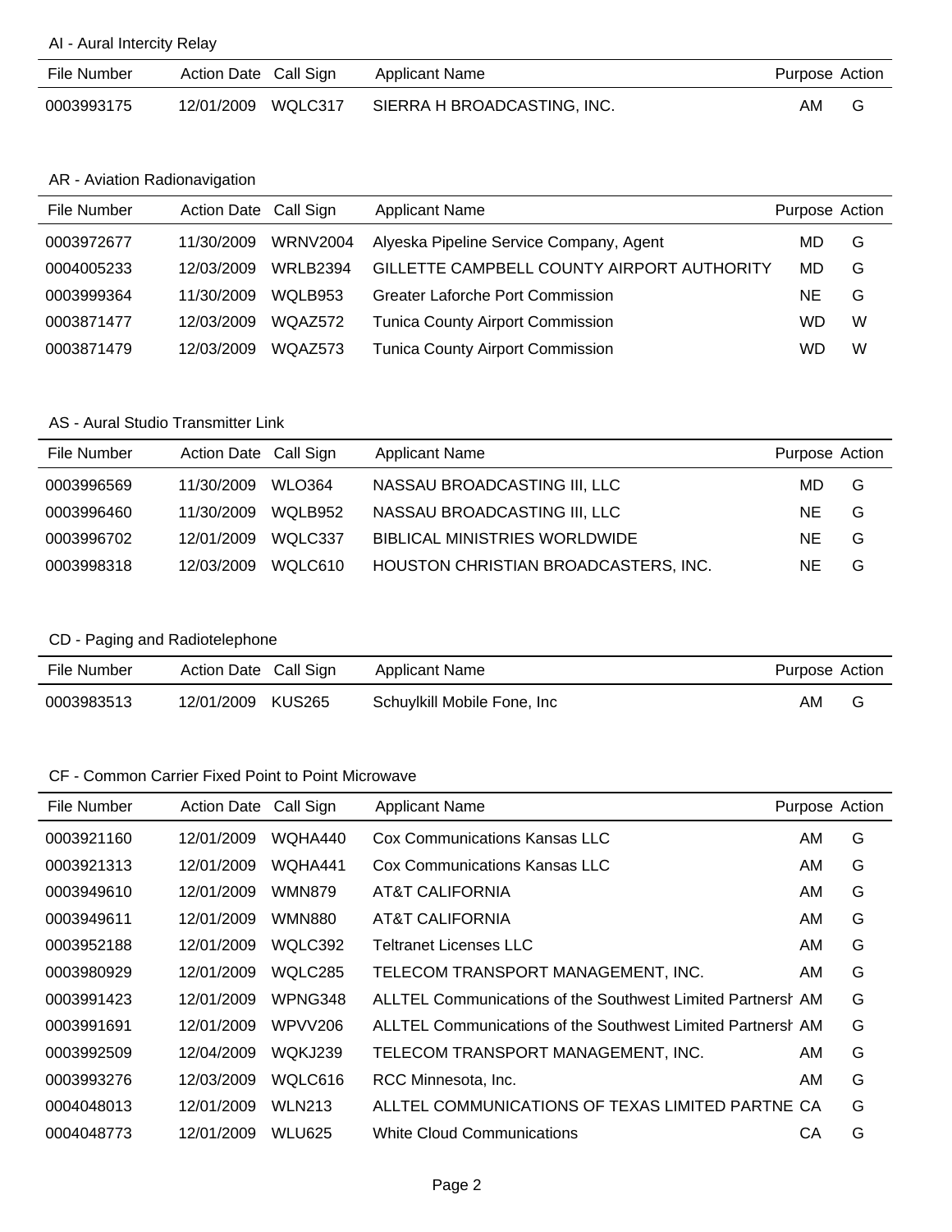### AI - Aural Intercity Relay

| File Number | Action Date | Call Sign | Applicant Name | Purpose | Action |
|---|---|---|---|---|---|
| 0003993175 | 12/01/2009 | WQLC317 | SIERRA H BROADCASTING, INC. | AM | G |

### AR - Aviation Radionavigation

| File Number | Action Date | Call Sign | Applicant Name | Purpose | Action |
|---|---|---|---|---|---|
| 0003972677 | 11/30/2009 | WRNV2004 | Alyeska Pipeline Service Company, Agent | MD | G |
| 0004005233 | 12/03/2009 | WRLB2394 | GILLETTE CAMPBELL COUNTY AIRPORT AUTHORITY | MD | G |
| 0003999364 | 11/30/2009 | WQLB953 | Greater Laforche Port Commission | NE | G |
| 0003871477 | 12/03/2009 | WQAZ572 | Tunica County Airport Commission | WD | W |
| 0003871479 | 12/03/2009 | WQAZ573 | Tunica County Airport Commission | WD | W |

### AS - Aural Studio Transmitter Link

| File Number | Action Date | Call Sign | Applicant Name | Purpose | Action |
|---|---|---|---|---|---|
| 0003996569 | 11/30/2009 | WLO364 | NASSAU BROADCASTING III, LLC | MD | G |
| 0003996460 | 11/30/2009 | WQLB952 | NASSAU BROADCASTING III, LLC | NE | G |
| 0003996702 | 12/01/2009 | WQLC337 | BIBLICAL MINISTRIES WORLDWIDE | NE | G |
| 0003998318 | 12/03/2009 | WQLC610 | HOUSTON CHRISTIAN BROADCASTERS, INC. | NE | G |

### CD - Paging and Radiotelephone

| File Number | Action Date | Call Sign | Applicant Name | Purpose | Action |
|---|---|---|---|---|---|
| 0003983513 | 12/01/2009 | KUS265 | Schuylkill Mobile Fone, Inc | AM | G |

### CF - Common Carrier Fixed Point to Point Microwave

| File Number | Action Date | Call Sign | Applicant Name | Purpose | Action |
|---|---|---|---|---|---|
| 0003921160 | 12/01/2009 | WQHA440 | Cox Communications Kansas LLC | AM | G |
| 0003921313 | 12/01/2009 | WQHA441 | Cox Communications Kansas LLC | AM | G |
| 0003949610 | 12/01/2009 | WMN879 | AT&T CALIFORNIA | AM | G |
| 0003949611 | 12/01/2009 | WMN880 | AT&T CALIFORNIA | AM | G |
| 0003952188 | 12/01/2009 | WQLC392 | Teltranet Licenses LLC | AM | G |
| 0003980929 | 12/01/2009 | WQLC285 | TELECOM TRANSPORT MANAGEMENT, INC. | AM | G |
| 0003991423 | 12/01/2009 | WPNG348 | ALLTEL Communications of the Southwest Limited Partnersh | AM | G |
| 0003991691 | 12/01/2009 | WPVV206 | ALLTEL Communications of the Southwest Limited Partnersh | AM | G |
| 0003992509 | 12/04/2009 | WQKJ239 | TELECOM TRANSPORT MANAGEMENT, INC. | AM | G |
| 0003993276 | 12/03/2009 | WQLC616 | RCC Minnesota, Inc. | AM | G |
| 0004048013 | 12/01/2009 | WLN213 | ALLTEL COMMUNICATIONS OF TEXAS LIMITED PARTNE | CA | G |
| 0004048773 | 12/01/2009 | WLU625 | White Cloud Communications | CA | G |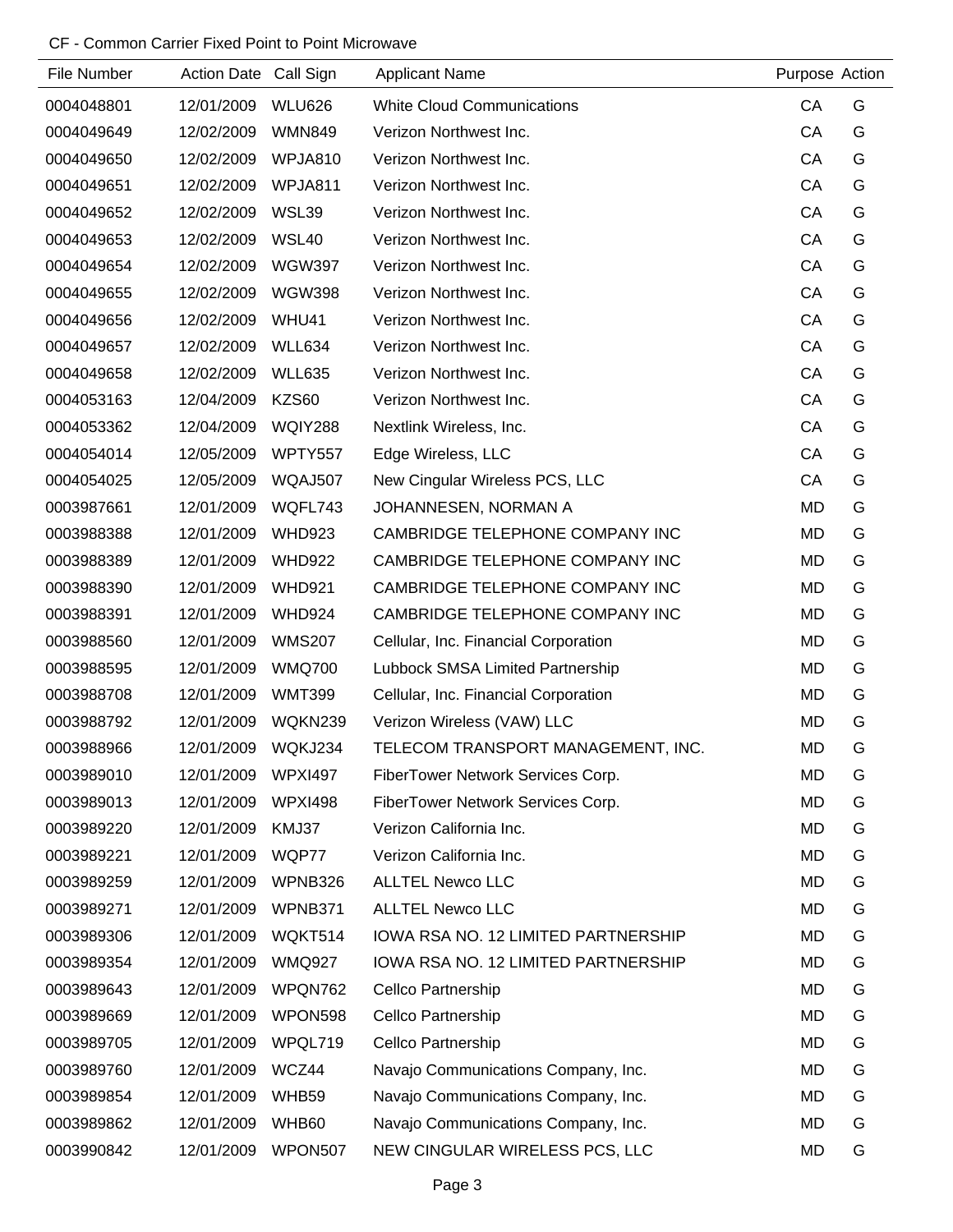CF - Common Carrier Fixed Point to Point Microwave

| File Number | Action Date | Call Sign | Applicant Name | Purpose | Action |
|---|---|---|---|---|---|
| 0004048801 | 12/01/2009 | WLU626 | White Cloud Communications | CA | G |
| 0004049649 | 12/02/2009 | WMN849 | Verizon Northwest Inc. | CA | G |
| 0004049650 | 12/02/2009 | WPJA810 | Verizon Northwest Inc. | CA | G |
| 0004049651 | 12/02/2009 | WPJA811 | Verizon Northwest Inc. | CA | G |
| 0004049652 | 12/02/2009 | WSL39 | Verizon Northwest Inc. | CA | G |
| 0004049653 | 12/02/2009 | WSL40 | Verizon Northwest Inc. | CA | G |
| 0004049654 | 12/02/2009 | WGW397 | Verizon Northwest Inc. | CA | G |
| 0004049655 | 12/02/2009 | WGW398 | Verizon Northwest Inc. | CA | G |
| 0004049656 | 12/02/2009 | WHU41 | Verizon Northwest Inc. | CA | G |
| 0004049657 | 12/02/2009 | WLL634 | Verizon Northwest Inc. | CA | G |
| 0004049658 | 12/02/2009 | WLL635 | Verizon Northwest Inc. | CA | G |
| 0004053163 | 12/04/2009 | KZS60 | Verizon Northwest Inc. | CA | G |
| 0004053362 | 12/04/2009 | WQIY288 | Nextlink Wireless, Inc. | CA | G |
| 0004054014 | 12/05/2009 | WPTY557 | Edge Wireless, LLC | CA | G |
| 0004054025 | 12/05/2009 | WQAJ507 | New Cingular Wireless PCS, LLC | CA | G |
| 0003987661 | 12/01/2009 | WQFL743 | JOHANNESEN, NORMAN A | MD | G |
| 0003988388 | 12/01/2009 | WHD923 | CAMBRIDGE TELEPHONE COMPANY INC | MD | G |
| 0003988389 | 12/01/2009 | WHD922 | CAMBRIDGE TELEPHONE COMPANY INC | MD | G |
| 0003988390 | 12/01/2009 | WHD921 | CAMBRIDGE TELEPHONE COMPANY INC | MD | G |
| 0003988391 | 12/01/2009 | WHD924 | CAMBRIDGE TELEPHONE COMPANY INC | MD | G |
| 0003988560 | 12/01/2009 | WMS207 | Cellular, Inc. Financial Corporation | MD | G |
| 0003988595 | 12/01/2009 | WMQ700 | Lubbock SMSA Limited Partnership | MD | G |
| 0003988708 | 12/01/2009 | WMT399 | Cellular, Inc. Financial Corporation | MD | G |
| 0003988792 | 12/01/2009 | WQKN239 | Verizon Wireless (VAW) LLC | MD | G |
| 0003988966 | 12/01/2009 | WQKJ234 | TELECOM TRANSPORT MANAGEMENT, INC. | MD | G |
| 0003989010 | 12/01/2009 | WPXI497 | FiberTower Network Services Corp. | MD | G |
| 0003989013 | 12/01/2009 | WPXI498 | FiberTower Network Services Corp. | MD | G |
| 0003989220 | 12/01/2009 | KMJ37 | Verizon California Inc. | MD | G |
| 0003989221 | 12/01/2009 | WQP77 | Verizon California Inc. | MD | G |
| 0003989259 | 12/01/2009 | WPNB326 | ALLTEL Newco LLC | MD | G |
| 0003989271 | 12/01/2009 | WPNB371 | ALLTEL Newco LLC | MD | G |
| 0003989306 | 12/01/2009 | WQKT514 | IOWA RSA NO. 12 LIMITED PARTNERSHIP | MD | G |
| 0003989354 | 12/01/2009 | WMQ927 | IOWA RSA NO. 12 LIMITED PARTNERSHIP | MD | G |
| 0003989643 | 12/01/2009 | WPQN762 | Cellco Partnership | MD | G |
| 0003989669 | 12/01/2009 | WPON598 | Cellco Partnership | MD | G |
| 0003989705 | 12/01/2009 | WPQL719 | Cellco Partnership | MD | G |
| 0003989760 | 12/01/2009 | WCZ44 | Navajo Communications Company, Inc. | MD | G |
| 0003989854 | 12/01/2009 | WHB59 | Navajo Communications Company, Inc. | MD | G |
| 0003989862 | 12/01/2009 | WHB60 | Navajo Communications Company, Inc. | MD | G |
| 0003990842 | 12/01/2009 | WPON507 | NEW CINGULAR WIRELESS PCS, LLC | MD | G |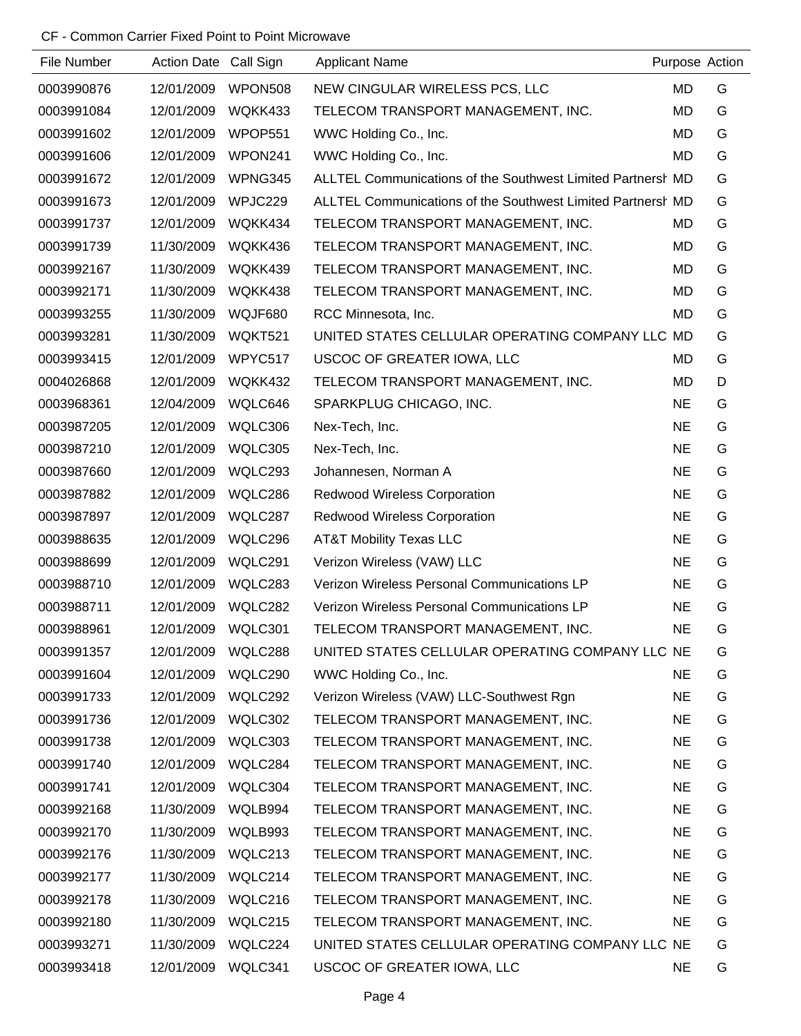CF - Common Carrier Fixed Point to Point Microwave

| File Number | Action Date | Call Sign | Applicant Name | Purpose | Action |
|---|---|---|---|---|---|
| 0003990876 | 12/01/2009 | WPON508 | NEW CINGULAR WIRELESS PCS, LLC | MD | G |
| 0003991084 | 12/01/2009 | WQKK433 | TELECOM TRANSPORT MANAGEMENT, INC. | MD | G |
| 0003991602 | 12/01/2009 | WPOP551 | WWC Holding Co., Inc. | MD | G |
| 0003991606 | 12/01/2009 | WPON241 | WWC Holding Co., Inc. | MD | G |
| 0003991672 | 12/01/2009 | WPNG345 | ALLTEL Communications of the Southwest Limited Partnersh | MD | G |
| 0003991673 | 12/01/2009 | WPJC229 | ALLTEL Communications of the Southwest Limited Partnersh | MD | G |
| 0003991737 | 12/01/2009 | WQKK434 | TELECOM TRANSPORT MANAGEMENT, INC. | MD | G |
| 0003991739 | 11/30/2009 | WQKK436 | TELECOM TRANSPORT MANAGEMENT, INC. | MD | G |
| 0003992167 | 11/30/2009 | WQKK439 | TELECOM TRANSPORT MANAGEMENT, INC. | MD | G |
| 0003992171 | 11/30/2009 | WQKK438 | TELECOM TRANSPORT MANAGEMENT, INC. | MD | G |
| 0003993255 | 11/30/2009 | WQJF680 | RCC Minnesota, Inc. | MD | G |
| 0003993281 | 11/30/2009 | WQKT521 | UNITED STATES CELLULAR OPERATING COMPANY LLC | MD | G |
| 0003993415 | 12/01/2009 | WPYC517 | USCOC OF GREATER IOWA, LLC | MD | G |
| 0004026868 | 12/01/2009 | WQKK432 | TELECOM TRANSPORT MANAGEMENT, INC. | MD | D |
| 0003968361 | 12/04/2009 | WQLC646 | SPARKPLUG CHICAGO, INC. | NE | G |
| 0003987205 | 12/01/2009 | WQLC306 | Nex-Tech, Inc. | NE | G |
| 0003987210 | 12/01/2009 | WQLC305 | Nex-Tech, Inc. | NE | G |
| 0003987660 | 12/01/2009 | WQLC293 | Johannesen, Norman A | NE | G |
| 0003987882 | 12/01/2009 | WQLC286 | Redwood Wireless Corporation | NE | G |
| 0003987897 | 12/01/2009 | WQLC287 | Redwood Wireless Corporation | NE | G |
| 0003988635 | 12/01/2009 | WQLC296 | AT&T Mobility Texas LLC | NE | G |
| 0003988699 | 12/01/2009 | WQLC291 | Verizon Wireless (VAW) LLC | NE | G |
| 0003988710 | 12/01/2009 | WQLC283 | Verizon Wireless Personal Communications LP | NE | G |
| 0003988711 | 12/01/2009 | WQLC282 | Verizon Wireless Personal Communications LP | NE | G |
| 0003988961 | 12/01/2009 | WQLC301 | TELECOM TRANSPORT MANAGEMENT, INC. | NE | G |
| 0003991357 | 12/01/2009 | WQLC288 | UNITED STATES CELLULAR OPERATING COMPANY LLC | NE | G |
| 0003991604 | 12/01/2009 | WQLC290 | WWC Holding Co., Inc. | NE | G |
| 0003991733 | 12/01/2009 | WQLC292 | Verizon Wireless (VAW) LLC-Southwest Rgn | NE | G |
| 0003991736 | 12/01/2009 | WQLC302 | TELECOM TRANSPORT MANAGEMENT, INC. | NE | G |
| 0003991738 | 12/01/2009 | WQLC303 | TELECOM TRANSPORT MANAGEMENT, INC. | NE | G |
| 0003991740 | 12/01/2009 | WQLC284 | TELECOM TRANSPORT MANAGEMENT, INC. | NE | G |
| 0003991741 | 12/01/2009 | WQLC304 | TELECOM TRANSPORT MANAGEMENT, INC. | NE | G |
| 0003992168 | 11/30/2009 | WQLB994 | TELECOM TRANSPORT MANAGEMENT, INC. | NE | G |
| 0003992170 | 11/30/2009 | WQLB993 | TELECOM TRANSPORT MANAGEMENT, INC. | NE | G |
| 0003992176 | 11/30/2009 | WQLC213 | TELECOM TRANSPORT MANAGEMENT, INC. | NE | G |
| 0003992177 | 11/30/2009 | WQLC214 | TELECOM TRANSPORT MANAGEMENT, INC. | NE | G |
| 0003992178 | 11/30/2009 | WQLC216 | TELECOM TRANSPORT MANAGEMENT, INC. | NE | G |
| 0003992180 | 11/30/2009 | WQLC215 | TELECOM TRANSPORT MANAGEMENT, INC. | NE | G |
| 0003993271 | 11/30/2009 | WQLC224 | UNITED STATES CELLULAR OPERATING COMPANY LLC | NE | G |
| 0003993418 | 12/01/2009 | WQLC341 | USCOC OF GREATER IOWA, LLC | NE | G |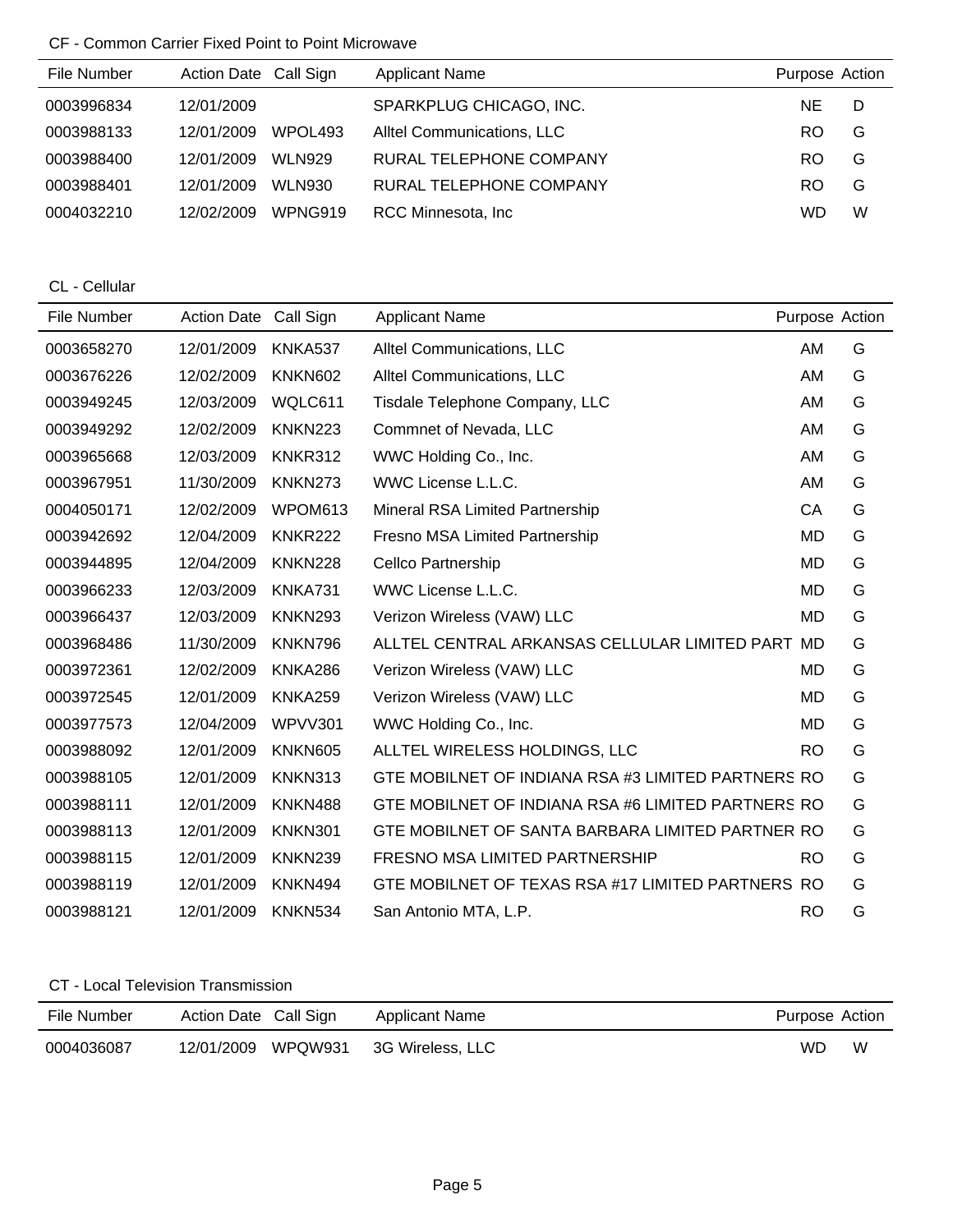### CF - Common Carrier Fixed Point to Point Microwave

| File Number | Action Date | Call Sign | Applicant Name | Purpose | Action |
|---|---|---|---|---|---|
| 0003996834 | 12/01/2009 | | SPARKPLUG CHICAGO, INC. | NE | D |
| 0003988133 | 12/01/2009 | WPOL493 | Alltel Communications, LLC | RO | G |
| 0003988400 | 12/01/2009 | WLN929 | RURAL TELEPHONE COMPANY | RO | G |
| 0003988401 | 12/01/2009 | WLN930 | RURAL TELEPHONE COMPANY | RO | G |
| 0004032210 | 12/02/2009 | WPNG919 | RCC Minnesota, Inc | WD | W |

### CL - Cellular

| File Number | Action Date | Call Sign | Applicant Name | Purpose | Action |
|---|---|---|---|---|---|
| 0003658270 | 12/01/2009 | KNKA537 | Alltel Communications, LLC | AM | G |
| 0003676226 | 12/02/2009 | KNKN602 | Alltel Communications, LLC | AM | G |
| 0003949245 | 12/03/2009 | WQLC611 | Tisdale Telephone Company, LLC | AM | G |
| 0003949292 | 12/02/2009 | KNKN223 | Commnet of Nevada, LLC | AM | G |
| 0003965668 | 12/03/2009 | KNKR312 | WWC Holding Co., Inc. | AM | G |
| 0003967951 | 11/30/2009 | KNKN273 | WWC License L.L.C. | AM | G |
| 0004050171 | 12/02/2009 | WPOM613 | Mineral RSA Limited Partnership | CA | G |
| 0003942692 | 12/04/2009 | KNKR222 | Fresno MSA Limited Partnership | MD | G |
| 0003944895 | 12/04/2009 | KNKN228 | Cellco Partnership | MD | G |
| 0003966233 | 12/03/2009 | KNKA731 | WWC License L.L.C. | MD | G |
| 0003966437 | 12/03/2009 | KNKN293 | Verizon Wireless (VAW) LLC | MD | G |
| 0003968486 | 11/30/2009 | KNKN796 | ALLTEL CENTRAL ARKANSAS CELLULAR LIMITED PART | MD | G |
| 0003972361 | 12/02/2009 | KNKA286 | Verizon Wireless (VAW) LLC | MD | G |
| 0003972545 | 12/01/2009 | KNKA259 | Verizon Wireless (VAW) LLC | MD | G |
| 0003977573 | 12/04/2009 | WPVV301 | WWC Holding Co., Inc. | MD | G |
| 0003988092 | 12/01/2009 | KNKN605 | ALLTEL WIRELESS HOLDINGS, LLC | RO | G |
| 0003988105 | 12/01/2009 | KNKN313 | GTE MOBILNET OF INDIANA RSA #3 LIMITED PARTNERS | RO | G |
| 0003988111 | 12/01/2009 | KNKN488 | GTE MOBILNET OF INDIANA RSA #6 LIMITED PARTNERS | RO | G |
| 0003988113 | 12/01/2009 | KNKN301 | GTE MOBILNET OF SANTA BARBARA LIMITED PARTNER | RO | G |
| 0003988115 | 12/01/2009 | KNKN239 | FRESNO MSA LIMITED PARTNERSHIP | RO | G |
| 0003988119 | 12/01/2009 | KNKN494 | GTE MOBILNET OF TEXAS RSA #17 LIMITED PARTNERS | RO | G |
| 0003988121 | 12/01/2009 | KNKN534 | San Antonio MTA, L.P. | RO | G |

### CT - Local Television Transmission

| File Number | Action Date | Call Sign | Applicant Name | Purpose | Action |
|---|---|---|---|---|---|
| 0004036087 | 12/01/2009 | WPQW931 | 3G Wireless, LLC | WD | W |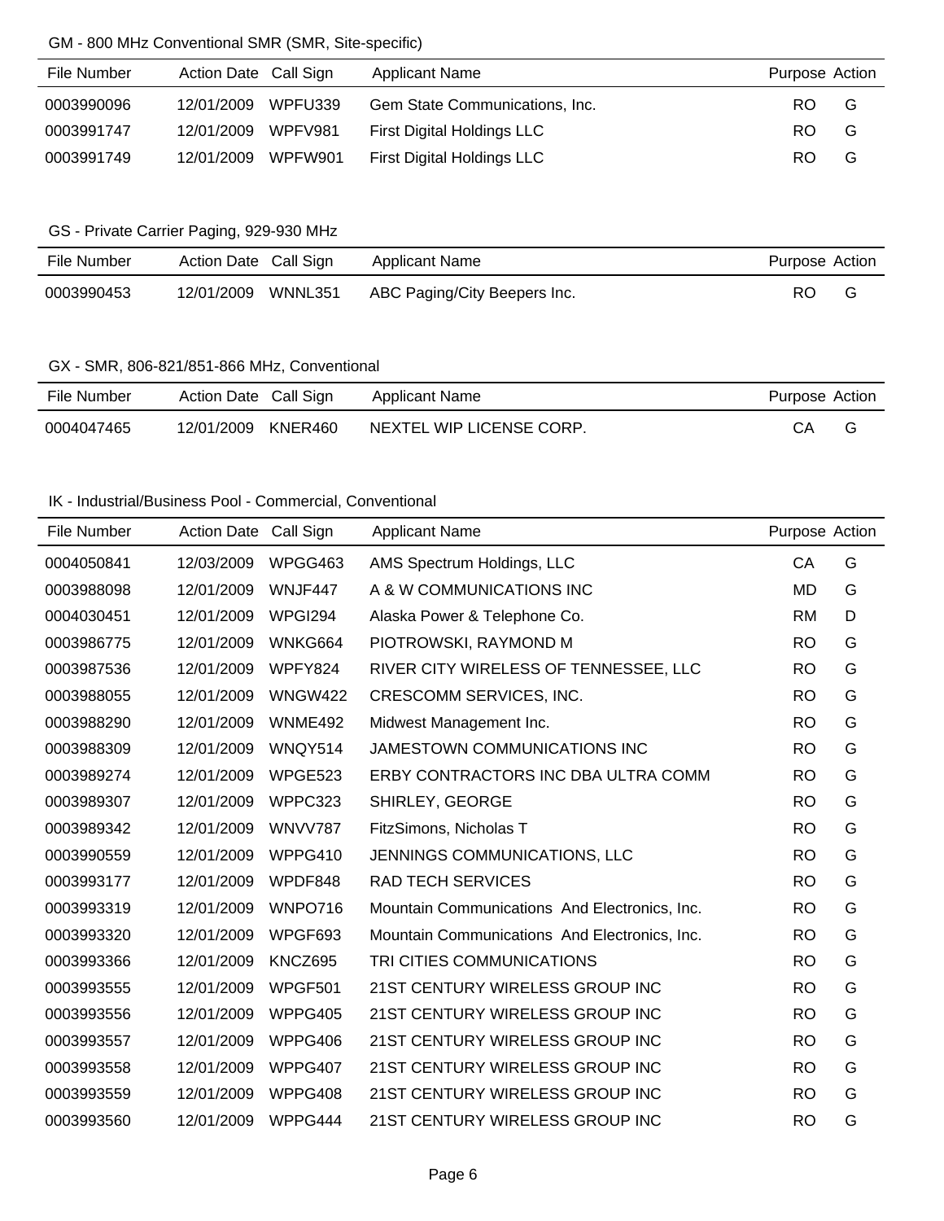## GM - 800 MHz Conventional SMR (SMR, Site-specific)

| File Number | Action Date | Call Sign | Applicant Name | Purpose | Action |
|---|---|---|---|---|---|
| 0003990096 | 12/01/2009 | WPFU339 | Gem State Communications, Inc. | RO | G |
| 0003991747 | 12/01/2009 | WPFV981 | First Digital Holdings LLC | RO | G |
| 0003991749 | 12/01/2009 | WPFW901 | First Digital Holdings LLC | RO | G |

## GS - Private Carrier Paging, 929-930 MHz

| File Number | Action Date | Call Sign | Applicant Name | Purpose | Action |
|---|---|---|---|---|---|
| 0003990453 | 12/01/2009 | WNNL351 | ABC Paging/City Beepers Inc. | RO | G |

## GX - SMR, 806-821/851-866 MHz, Conventional

| File Number | Action Date | Call Sign | Applicant Name | Purpose | Action |
|---|---|---|---|---|---|
| 0004047465 | 12/01/2009 | KNER460 | NEXTEL WIP LICENSE CORP. | CA | G |

## IK - Industrial/Business Pool - Commercial, Conventional

| File Number | Action Date | Call Sign | Applicant Name | Purpose | Action |
|---|---|---|---|---|---|
| 0004050841 | 12/03/2009 | WPGG463 | AMS Spectrum Holdings, LLC | CA | G |
| 0003988098 | 12/01/2009 | WNJF447 | A & W COMMUNICATIONS INC | MD | G |
| 0004030451 | 12/01/2009 | WPGI294 | Alaska Power & Telephone Co. | RM | D |
| 0003986775 | 12/01/2009 | WNKG664 | PIOTROWSKI, RAYMOND M | RO | G |
| 0003987536 | 12/01/2009 | WPFY824 | RIVER CITY WIRELESS OF TENNESSEE, LLC | RO | G |
| 0003988055 | 12/01/2009 | WNGW422 | CRESCOMM SERVICES, INC. | RO | G |
| 0003988290 | 12/01/2009 | WNME492 | Midwest Management Inc. | RO | G |
| 0003988309 | 12/01/2009 | WNQY514 | JAMESTOWN COMMUNICATIONS INC | RO | G |
| 0003989274 | 12/01/2009 | WPGE523 | ERBY CONTRACTORS INC DBA ULTRA COMM | RO | G |
| 0003989307 | 12/01/2009 | WPPC323 | SHIRLEY, GEORGE | RO | G |
| 0003989342 | 12/01/2009 | WNVV787 | FitzSimons, Nicholas T | RO | G |
| 0003990559 | 12/01/2009 | WPPG410 | JENNINGS COMMUNICATIONS, LLC | RO | G |
| 0003993177 | 12/01/2009 | WPDF848 | RAD TECH SERVICES | RO | G |
| 0003993319 | 12/01/2009 | WNPO716 | Mountain Communications And Electronics, Inc. | RO | G |
| 0003993320 | 12/01/2009 | WPGF693 | Mountain Communications And Electronics, Inc. | RO | G |
| 0003993366 | 12/01/2009 | KNCZ695 | TRI CITIES COMMUNICATIONS | RO | G |
| 0003993555 | 12/01/2009 | WPGF501 | 21ST CENTURY WIRELESS GROUP INC | RO | G |
| 0003993556 | 12/01/2009 | WPPG405 | 21ST CENTURY WIRELESS GROUP INC | RO | G |
| 0003993557 | 12/01/2009 | WPPG406 | 21ST CENTURY WIRELESS GROUP INC | RO | G |
| 0003993558 | 12/01/2009 | WPPG407 | 21ST CENTURY WIRELESS GROUP INC | RO | G |
| 0003993559 | 12/01/2009 | WPPG408 | 21ST CENTURY WIRELESS GROUP INC | RO | G |
| 0003993560 | 12/01/2009 | WPPG444 | 21ST CENTURY WIRELESS GROUP INC | RO | G |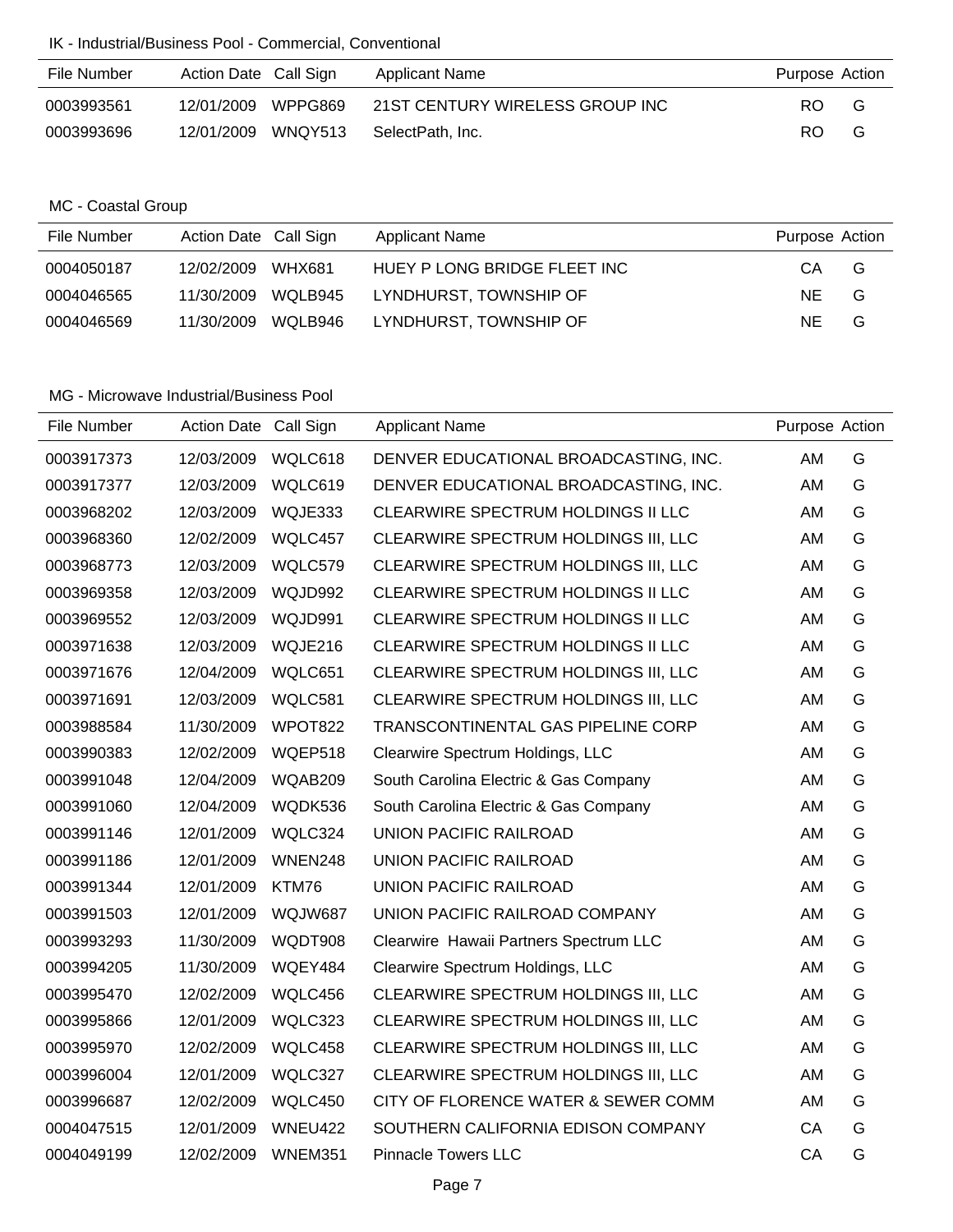IK - Industrial/Business Pool - Commercial, Conventional

| File Number | Action Date | Call Sign | Applicant Name | Purpose | Action |
|---|---|---|---|---|---|
| 0003993561 | 12/01/2009 | WPPG869 | 21ST CENTURY WIRELESS GROUP INC | RO | G |
| 0003993696 | 12/01/2009 | WNQY513 | SelectPath, Inc. | RO | G |

MC - Coastal Group

| File Number | Action Date | Call Sign | Applicant Name | Purpose | Action |
|---|---|---|---|---|---|
| 0004050187 | 12/02/2009 | WHX681 | HUEY P LONG BRIDGE FLEET INC | CA | G |
| 0004046565 | 11/30/2009 | WQLB945 | LYNDHURST, TOWNSHIP OF | NE | G |
| 0004046569 | 11/30/2009 | WQLB946 | LYNDHURST, TOWNSHIP OF | NE | G |

MG - Microwave Industrial/Business Pool

| File Number | Action Date | Call Sign | Applicant Name | Purpose | Action |
|---|---|---|---|---|---|
| 0003917373 | 12/03/2009 | WQLC618 | DENVER EDUCATIONAL BROADCASTING, INC. | AM | G |
| 0003917377 | 12/03/2009 | WQLC619 | DENVER EDUCATIONAL BROADCASTING, INC. | AM | G |
| 0003968202 | 12/03/2009 | WQJE333 | CLEARWIRE SPECTRUM HOLDINGS II LLC | AM | G |
| 0003968360 | 12/02/2009 | WQLC457 | CLEARWIRE SPECTRUM HOLDINGS III, LLC | AM | G |
| 0003968773 | 12/03/2009 | WQLC579 | CLEARWIRE SPECTRUM HOLDINGS III, LLC | AM | G |
| 0003969358 | 12/03/2009 | WQJD992 | CLEARWIRE SPECTRUM HOLDINGS II LLC | AM | G |
| 0003969552 | 12/03/2009 | WQJD991 | CLEARWIRE SPECTRUM HOLDINGS II LLC | AM | G |
| 0003971638 | 12/03/2009 | WQJE216 | CLEARWIRE SPECTRUM HOLDINGS II LLC | AM | G |
| 0003971676 | 12/04/2009 | WQLC651 | CLEARWIRE SPECTRUM HOLDINGS III, LLC | AM | G |
| 0003971691 | 12/03/2009 | WQLC581 | CLEARWIRE SPECTRUM HOLDINGS III, LLC | AM | G |
| 0003988584 | 11/30/2009 | WPOT822 | TRANSCONTINENTAL GAS PIPELINE CORP | AM | G |
| 0003990383 | 12/02/2009 | WQEP518 | Clearwire Spectrum Holdings, LLC | AM | G |
| 0003991048 | 12/04/2009 | WQAB209 | South Carolina Electric & Gas Company | AM | G |
| 0003991060 | 12/04/2009 | WQDK536 | South Carolina Electric & Gas Company | AM | G |
| 0003991146 | 12/01/2009 | WQLC324 | UNION PACIFIC RAILROAD | AM | G |
| 0003991186 | 12/01/2009 | WNEN248 | UNION PACIFIC RAILROAD | AM | G |
| 0003991344 | 12/01/2009 | KTM76 | UNION PACIFIC RAILROAD | AM | G |
| 0003991503 | 12/01/2009 | WQJW687 | UNION PACIFIC RAILROAD COMPANY | AM | G |
| 0003993293 | 11/30/2009 | WQDT908 | Clearwire Hawaii Partners Spectrum LLC | AM | G |
| 0003994205 | 11/30/2009 | WQEY484 | Clearwire Spectrum Holdings, LLC | AM | G |
| 0003995470 | 12/02/2009 | WQLC456 | CLEARWIRE SPECTRUM HOLDINGS III, LLC | AM | G |
| 0003995866 | 12/01/2009 | WQLC323 | CLEARWIRE SPECTRUM HOLDINGS III, LLC | AM | G |
| 0003995970 | 12/02/2009 | WQLC458 | CLEARWIRE SPECTRUM HOLDINGS III, LLC | AM | G |
| 0003996004 | 12/01/2009 | WQLC327 | CLEARWIRE SPECTRUM HOLDINGS III, LLC | AM | G |
| 0003996687 | 12/02/2009 | WQLC450 | CITY OF FLORENCE WATER & SEWER COMM | AM | G |
| 0004047515 | 12/01/2009 | WNEU422 | SOUTHERN CALIFORNIA EDISON COMPANY | CA | G |
| 0004049199 | 12/02/2009 | WNEM351 | Pinnacle Towers LLC | CA | G |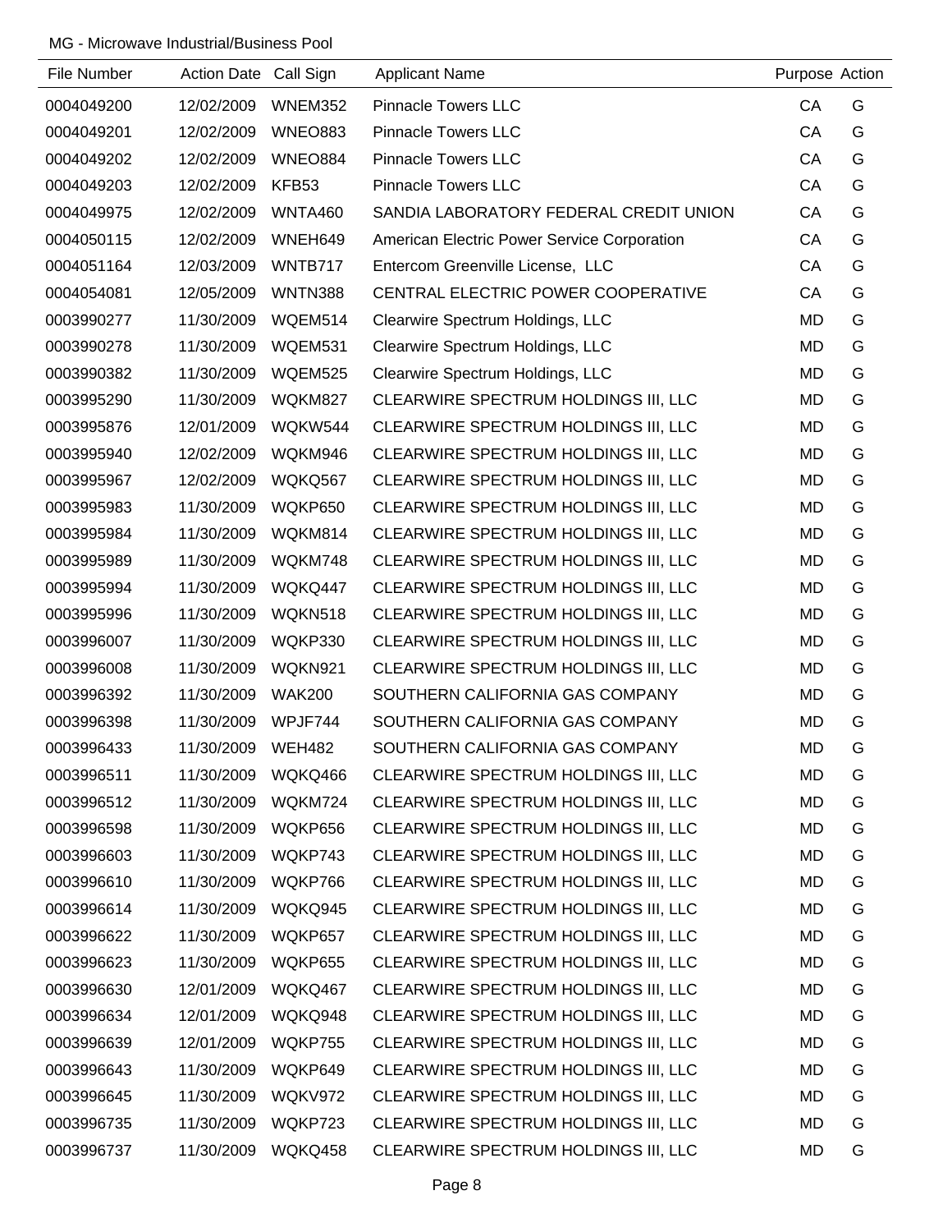MG - Microwave Industrial/Business Pool

| File Number | Action Date | Call Sign | Applicant Name | Purpose | Action |
|---|---|---|---|---|---|
| 0004049200 | 12/02/2009 | WNEM352 | Pinnacle Towers LLC | CA | G |
| 0004049201 | 12/02/2009 | WNEO883 | Pinnacle Towers LLC | CA | G |
| 0004049202 | 12/02/2009 | WNEO884 | Pinnacle Towers LLC | CA | G |
| 0004049203 | 12/02/2009 | KFB53 | Pinnacle Towers LLC | CA | G |
| 0004049975 | 12/02/2009 | WNTA460 | SANDIA LABORATORY FEDERAL CREDIT UNION | CA | G |
| 0004050115 | 12/02/2009 | WNEH649 | American Electric Power Service Corporation | CA | G |
| 0004051164 | 12/03/2009 | WNTB717 | Entercom Greenville License, LLC | CA | G |
| 0004054081 | 12/05/2009 | WNTN388 | CENTRAL ELECTRIC POWER COOPERATIVE | CA | G |
| 0003990277 | 11/30/2009 | WQEM514 | Clearwire Spectrum Holdings, LLC | MD | G |
| 0003990278 | 11/30/2009 | WQEM531 | Clearwire Spectrum Holdings, LLC | MD | G |
| 0003990382 | 11/30/2009 | WQEM525 | Clearwire Spectrum Holdings, LLC | MD | G |
| 0003995290 | 11/30/2009 | WQKM827 | CLEARWIRE SPECTRUM HOLDINGS III, LLC | MD | G |
| 0003995876 | 12/01/2009 | WQKW544 | CLEARWIRE SPECTRUM HOLDINGS III, LLC | MD | G |
| 0003995940 | 12/02/2009 | WQKM946 | CLEARWIRE SPECTRUM HOLDINGS III, LLC | MD | G |
| 0003995967 | 12/02/2009 | WQKQ567 | CLEARWIRE SPECTRUM HOLDINGS III, LLC | MD | G |
| 0003995983 | 11/30/2009 | WQKP650 | CLEARWIRE SPECTRUM HOLDINGS III, LLC | MD | G |
| 0003995984 | 11/30/2009 | WQKM814 | CLEARWIRE SPECTRUM HOLDINGS III, LLC | MD | G |
| 0003995989 | 11/30/2009 | WQKM748 | CLEARWIRE SPECTRUM HOLDINGS III, LLC | MD | G |
| 0003995994 | 11/30/2009 | WQKQ447 | CLEARWIRE SPECTRUM HOLDINGS III, LLC | MD | G |
| 0003995996 | 11/30/2009 | WQKN518 | CLEARWIRE SPECTRUM HOLDINGS III, LLC | MD | G |
| 0003996007 | 11/30/2009 | WQKP330 | CLEARWIRE SPECTRUM HOLDINGS III, LLC | MD | G |
| 0003996008 | 11/30/2009 | WQKN921 | CLEARWIRE SPECTRUM HOLDINGS III, LLC | MD | G |
| 0003996392 | 11/30/2009 | WAK200 | SOUTHERN CALIFORNIA GAS COMPANY | MD | G |
| 0003996398 | 11/30/2009 | WPJF744 | SOUTHERN CALIFORNIA GAS COMPANY | MD | G |
| 0003996433 | 11/30/2009 | WEH482 | SOUTHERN CALIFORNIA GAS COMPANY | MD | G |
| 0003996511 | 11/30/2009 | WQKQ466 | CLEARWIRE SPECTRUM HOLDINGS III, LLC | MD | G |
| 0003996512 | 11/30/2009 | WQKM724 | CLEARWIRE SPECTRUM HOLDINGS III, LLC | MD | G |
| 0003996598 | 11/30/2009 | WQKP656 | CLEARWIRE SPECTRUM HOLDINGS III, LLC | MD | G |
| 0003996603 | 11/30/2009 | WQKP743 | CLEARWIRE SPECTRUM HOLDINGS III, LLC | MD | G |
| 0003996610 | 11/30/2009 | WQKP766 | CLEARWIRE SPECTRUM HOLDINGS III, LLC | MD | G |
| 0003996614 | 11/30/2009 | WQKQ945 | CLEARWIRE SPECTRUM HOLDINGS III, LLC | MD | G |
| 0003996622 | 11/30/2009 | WQKP657 | CLEARWIRE SPECTRUM HOLDINGS III, LLC | MD | G |
| 0003996623 | 11/30/2009 | WQKP655 | CLEARWIRE SPECTRUM HOLDINGS III, LLC | MD | G |
| 0003996630 | 12/01/2009 | WQKQ467 | CLEARWIRE SPECTRUM HOLDINGS III, LLC | MD | G |
| 0003996634 | 12/01/2009 | WQKQ948 | CLEARWIRE SPECTRUM HOLDINGS III, LLC | MD | G |
| 0003996639 | 12/01/2009 | WQKP755 | CLEARWIRE SPECTRUM HOLDINGS III, LLC | MD | G |
| 0003996643 | 11/30/2009 | WQKP649 | CLEARWIRE SPECTRUM HOLDINGS III, LLC | MD | G |
| 0003996645 | 11/30/2009 | WQKV972 | CLEARWIRE SPECTRUM HOLDINGS III, LLC | MD | G |
| 0003996735 | 11/30/2009 | WQKP723 | CLEARWIRE SPECTRUM HOLDINGS III, LLC | MD | G |
| 0003996737 | 11/30/2009 | WQKQ458 | CLEARWIRE SPECTRUM HOLDINGS III, LLC | MD | G |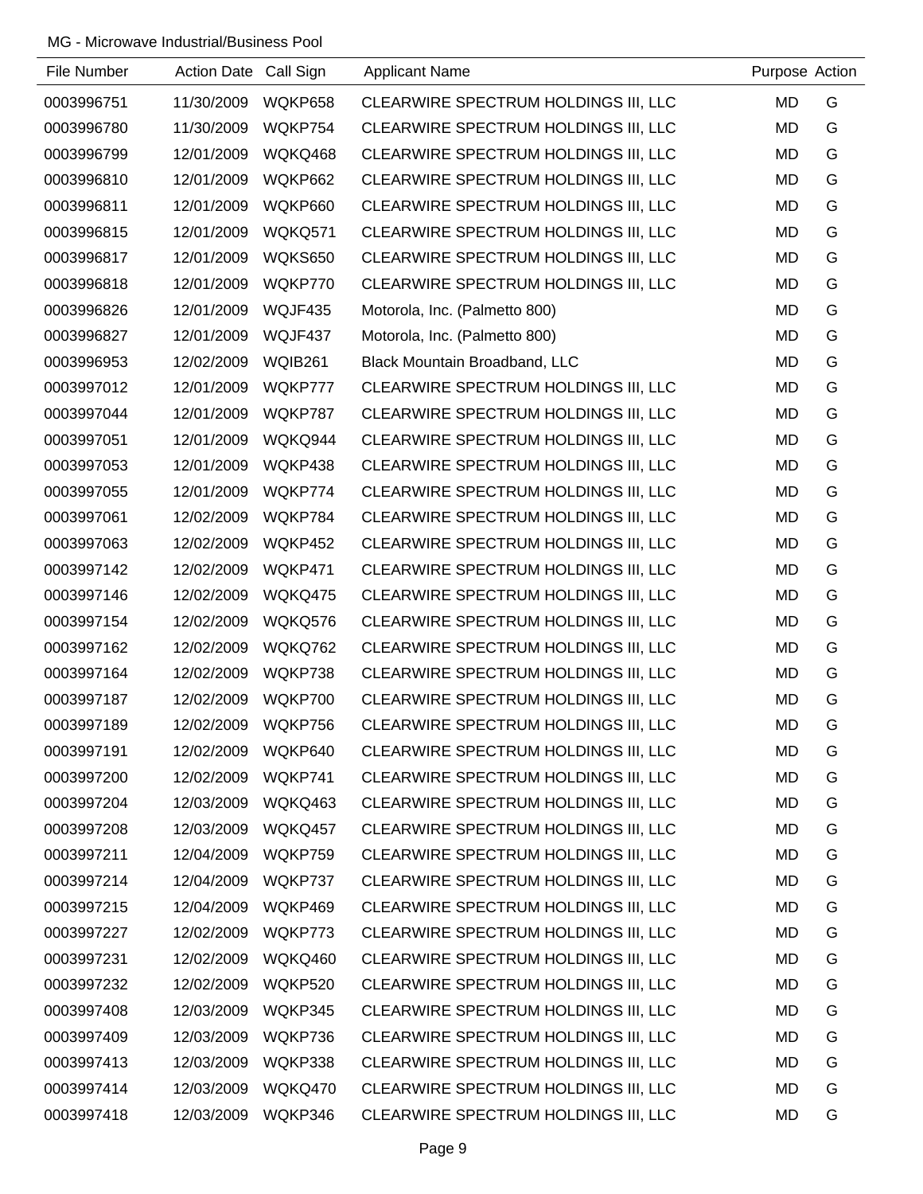MG - Microwave Industrial/Business Pool

| File Number | Action Date | Call Sign | Applicant Name | Purpose | Action |
|---|---|---|---|---|---|
| 0003996751 | 11/30/2009 | WQKP658 | CLEARWIRE SPECTRUM HOLDINGS III, LLC | MD | G |
| 0003996780 | 11/30/2009 | WQKP754 | CLEARWIRE SPECTRUM HOLDINGS III, LLC | MD | G |
| 0003996799 | 12/01/2009 | WQKQ468 | CLEARWIRE SPECTRUM HOLDINGS III, LLC | MD | G |
| 0003996810 | 12/01/2009 | WQKP662 | CLEARWIRE SPECTRUM HOLDINGS III, LLC | MD | G |
| 0003996811 | 12/01/2009 | WQKP660 | CLEARWIRE SPECTRUM HOLDINGS III, LLC | MD | G |
| 0003996815 | 12/01/2009 | WQKQ571 | CLEARWIRE SPECTRUM HOLDINGS III, LLC | MD | G |
| 0003996817 | 12/01/2009 | WQKS650 | CLEARWIRE SPECTRUM HOLDINGS III, LLC | MD | G |
| 0003996818 | 12/01/2009 | WQKP770 | CLEARWIRE SPECTRUM HOLDINGS III, LLC | MD | G |
| 0003996826 | 12/01/2009 | WQJF435 | Motorola, Inc. (Palmetto 800) | MD | G |
| 0003996827 | 12/01/2009 | WQJF437 | Motorola, Inc. (Palmetto 800) | MD | G |
| 0003996953 | 12/02/2009 | WQIB261 | Black Mountain Broadband, LLC | MD | G |
| 0003997012 | 12/01/2009 | WQKP777 | CLEARWIRE SPECTRUM HOLDINGS III, LLC | MD | G |
| 0003997044 | 12/01/2009 | WQKP787 | CLEARWIRE SPECTRUM HOLDINGS III, LLC | MD | G |
| 0003997051 | 12/01/2009 | WQKQ944 | CLEARWIRE SPECTRUM HOLDINGS III, LLC | MD | G |
| 0003997053 | 12/01/2009 | WQKP438 | CLEARWIRE SPECTRUM HOLDINGS III, LLC | MD | G |
| 0003997055 | 12/01/2009 | WQKP774 | CLEARWIRE SPECTRUM HOLDINGS III, LLC | MD | G |
| 0003997061 | 12/02/2009 | WQKP784 | CLEARWIRE SPECTRUM HOLDINGS III, LLC | MD | G |
| 0003997063 | 12/02/2009 | WQKP452 | CLEARWIRE SPECTRUM HOLDINGS III, LLC | MD | G |
| 0003997142 | 12/02/2009 | WQKP471 | CLEARWIRE SPECTRUM HOLDINGS III, LLC | MD | G |
| 0003997146 | 12/02/2009 | WQKQ475 | CLEARWIRE SPECTRUM HOLDINGS III, LLC | MD | G |
| 0003997154 | 12/02/2009 | WQKQ576 | CLEARWIRE SPECTRUM HOLDINGS III, LLC | MD | G |
| 0003997162 | 12/02/2009 | WQKQ762 | CLEARWIRE SPECTRUM HOLDINGS III, LLC | MD | G |
| 0003997164 | 12/02/2009 | WQKP738 | CLEARWIRE SPECTRUM HOLDINGS III, LLC | MD | G |
| 0003997187 | 12/02/2009 | WQKP700 | CLEARWIRE SPECTRUM HOLDINGS III, LLC | MD | G |
| 0003997189 | 12/02/2009 | WQKP756 | CLEARWIRE SPECTRUM HOLDINGS III, LLC | MD | G |
| 0003997191 | 12/02/2009 | WQKP640 | CLEARWIRE SPECTRUM HOLDINGS III, LLC | MD | G |
| 0003997200 | 12/02/2009 | WQKP741 | CLEARWIRE SPECTRUM HOLDINGS III, LLC | MD | G |
| 0003997204 | 12/03/2009 | WQKQ463 | CLEARWIRE SPECTRUM HOLDINGS III, LLC | MD | G |
| 0003997208 | 12/03/2009 | WQKQ457 | CLEARWIRE SPECTRUM HOLDINGS III, LLC | MD | G |
| 0003997211 | 12/04/2009 | WQKP759 | CLEARWIRE SPECTRUM HOLDINGS III, LLC | MD | G |
| 0003997214 | 12/04/2009 | WQKP737 | CLEARWIRE SPECTRUM HOLDINGS III, LLC | MD | G |
| 0003997215 | 12/04/2009 | WQKP469 | CLEARWIRE SPECTRUM HOLDINGS III, LLC | MD | G |
| 0003997227 | 12/02/2009 | WQKP773 | CLEARWIRE SPECTRUM HOLDINGS III, LLC | MD | G |
| 0003997231 | 12/02/2009 | WQKQ460 | CLEARWIRE SPECTRUM HOLDINGS III, LLC | MD | G |
| 0003997232 | 12/02/2009 | WQKP520 | CLEARWIRE SPECTRUM HOLDINGS III, LLC | MD | G |
| 0003997408 | 12/03/2009 | WQKP345 | CLEARWIRE SPECTRUM HOLDINGS III, LLC | MD | G |
| 0003997409 | 12/03/2009 | WQKP736 | CLEARWIRE SPECTRUM HOLDINGS III, LLC | MD | G |
| 0003997413 | 12/03/2009 | WQKP338 | CLEARWIRE SPECTRUM HOLDINGS III, LLC | MD | G |
| 0003997414 | 12/03/2009 | WQKQ470 | CLEARWIRE SPECTRUM HOLDINGS III, LLC | MD | G |
| 0003997418 | 12/03/2009 | WQKP346 | CLEARWIRE SPECTRUM HOLDINGS III, LLC | MD | G |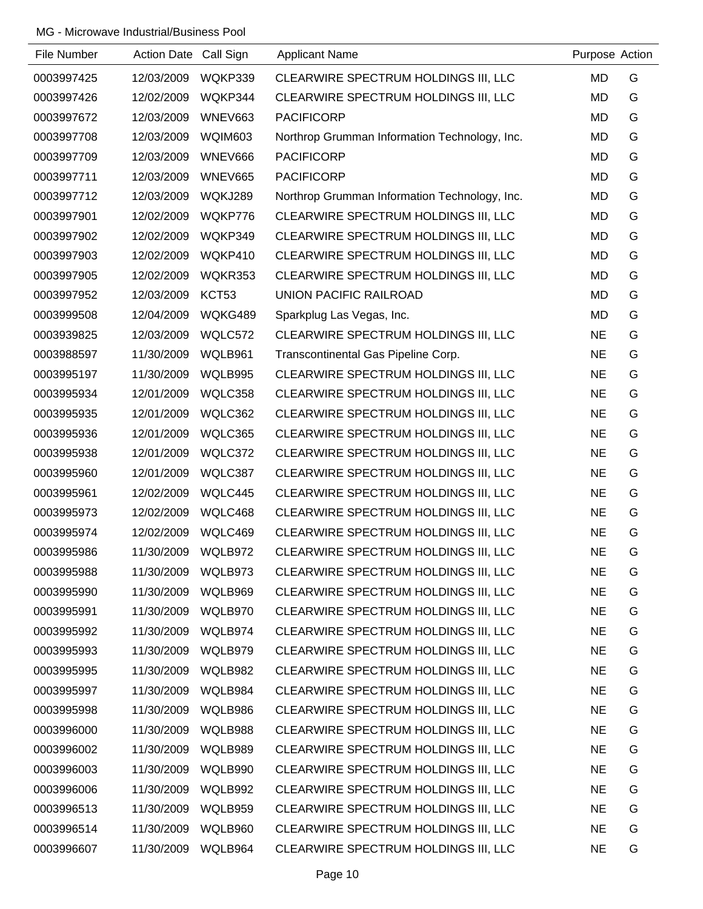MG - Microwave Industrial/Business Pool

| File Number | Action Date | Call Sign | Applicant Name | Purpose | Action |
|---|---|---|---|---|---|
| 0003997425 | 12/03/2009 | WQKP339 | CLEARWIRE SPECTRUM HOLDINGS III, LLC | MD | G |
| 0003997426 | 12/02/2009 | WQKP344 | CLEARWIRE SPECTRUM HOLDINGS III, LLC | MD | G |
| 0003997672 | 12/03/2009 | WNEV663 | PACIFICORP | MD | G |
| 0003997708 | 12/03/2009 | WQIM603 | Northrop Grumman Information Technology, Inc. | MD | G |
| 0003997709 | 12/03/2009 | WNEV666 | PACIFICORP | MD | G |
| 0003997711 | 12/03/2009 | WNEV665 | PACIFICORP | MD | G |
| 0003997712 | 12/03/2009 | WQKJ289 | Northrop Grumman Information Technology, Inc. | MD | G |
| 0003997901 | 12/02/2009 | WQKP776 | CLEARWIRE SPECTRUM HOLDINGS III, LLC | MD | G |
| 0003997902 | 12/02/2009 | WQKP349 | CLEARWIRE SPECTRUM HOLDINGS III, LLC | MD | G |
| 0003997903 | 12/02/2009 | WQKP410 | CLEARWIRE SPECTRUM HOLDINGS III, LLC | MD | G |
| 0003997905 | 12/02/2009 | WQKR353 | CLEARWIRE SPECTRUM HOLDINGS III, LLC | MD | G |
| 0003997952 | 12/03/2009 | KCT53 | UNION PACIFIC RAILROAD | MD | G |
| 0003999508 | 12/04/2009 | WQKG489 | Sparkplug Las Vegas, Inc. | MD | G |
| 0003939825 | 12/03/2009 | WQLC572 | CLEARWIRE SPECTRUM HOLDINGS III, LLC | NE | G |
| 0003988597 | 11/30/2009 | WQLB961 | Transcontinental Gas Pipeline Corp. | NE | G |
| 0003995197 | 11/30/2009 | WQLB995 | CLEARWIRE SPECTRUM HOLDINGS III, LLC | NE | G |
| 0003995934 | 12/01/2009 | WQLC358 | CLEARWIRE SPECTRUM HOLDINGS III, LLC | NE | G |
| 0003995935 | 12/01/2009 | WQLC362 | CLEARWIRE SPECTRUM HOLDINGS III, LLC | NE | G |
| 0003995936 | 12/01/2009 | WQLC365 | CLEARWIRE SPECTRUM HOLDINGS III, LLC | NE | G |
| 0003995938 | 12/01/2009 | WQLC372 | CLEARWIRE SPECTRUM HOLDINGS III, LLC | NE | G |
| 0003995960 | 12/01/2009 | WQLC387 | CLEARWIRE SPECTRUM HOLDINGS III, LLC | NE | G |
| 0003995961 | 12/02/2009 | WQLC445 | CLEARWIRE SPECTRUM HOLDINGS III, LLC | NE | G |
| 0003995973 | 12/02/2009 | WQLC468 | CLEARWIRE SPECTRUM HOLDINGS III, LLC | NE | G |
| 0003995974 | 12/02/2009 | WQLC469 | CLEARWIRE SPECTRUM HOLDINGS III, LLC | NE | G |
| 0003995986 | 11/30/2009 | WQLB972 | CLEARWIRE SPECTRUM HOLDINGS III, LLC | NE | G |
| 0003995988 | 11/30/2009 | WQLB973 | CLEARWIRE SPECTRUM HOLDINGS III, LLC | NE | G |
| 0003995990 | 11/30/2009 | WQLB969 | CLEARWIRE SPECTRUM HOLDINGS III, LLC | NE | G |
| 0003995991 | 11/30/2009 | WQLB970 | CLEARWIRE SPECTRUM HOLDINGS III, LLC | NE | G |
| 0003995992 | 11/30/2009 | WQLB974 | CLEARWIRE SPECTRUM HOLDINGS III, LLC | NE | G |
| 0003995993 | 11/30/2009 | WQLB979 | CLEARWIRE SPECTRUM HOLDINGS III, LLC | NE | G |
| 0003995995 | 11/30/2009 | WQLB982 | CLEARWIRE SPECTRUM HOLDINGS III, LLC | NE | G |
| 0003995997 | 11/30/2009 | WQLB984 | CLEARWIRE SPECTRUM HOLDINGS III, LLC | NE | G |
| 0003995998 | 11/30/2009 | WQLB986 | CLEARWIRE SPECTRUM HOLDINGS III, LLC | NE | G |
| 0003996000 | 11/30/2009 | WQLB988 | CLEARWIRE SPECTRUM HOLDINGS III, LLC | NE | G |
| 0003996002 | 11/30/2009 | WQLB989 | CLEARWIRE SPECTRUM HOLDINGS III, LLC | NE | G |
| 0003996003 | 11/30/2009 | WQLB990 | CLEARWIRE SPECTRUM HOLDINGS III, LLC | NE | G |
| 0003996006 | 11/30/2009 | WQLB992 | CLEARWIRE SPECTRUM HOLDINGS III, LLC | NE | G |
| 0003996513 | 11/30/2009 | WQLB959 | CLEARWIRE SPECTRUM HOLDINGS III, LLC | NE | G |
| 0003996514 | 11/30/2009 | WQLB960 | CLEARWIRE SPECTRUM HOLDINGS III, LLC | NE | G |
| 0003996607 | 11/30/2009 | WQLB964 | CLEARWIRE SPECTRUM HOLDINGS III, LLC | NE | G |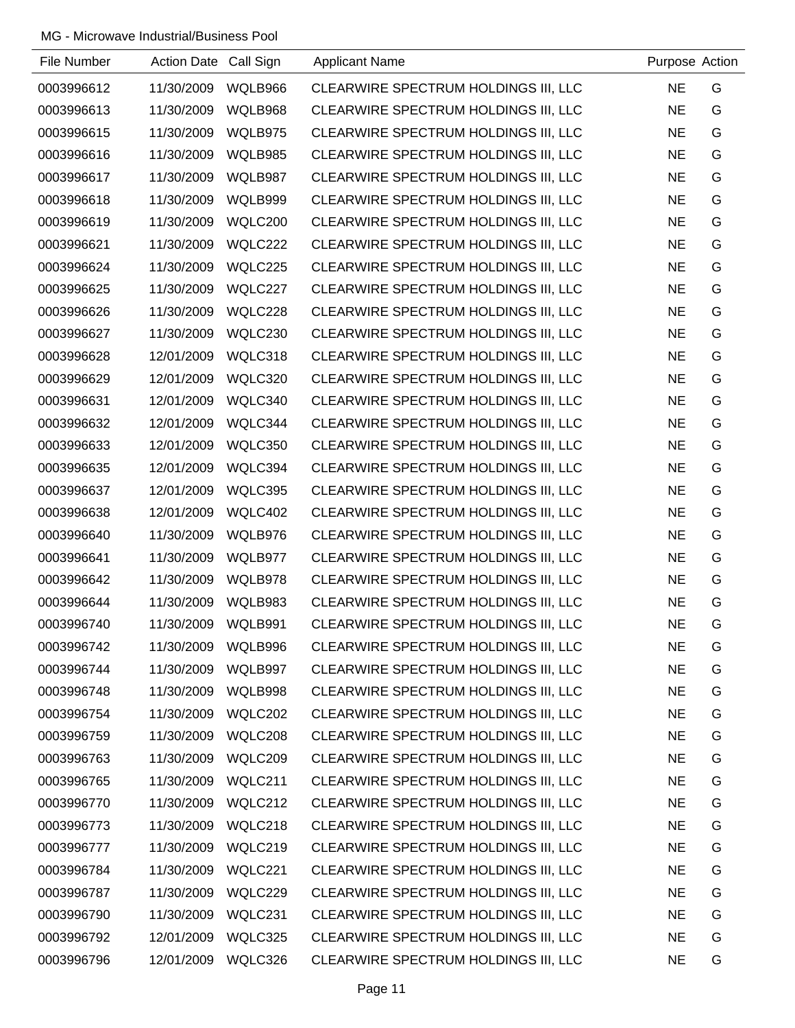MG - Microwave Industrial/Business Pool

| File Number | Action Date | Call Sign | Applicant Name | Purpose | Action |
|---|---|---|---|---|---|
| 0003996612 | 11/30/2009 | WQLB966 | CLEARWIRE SPECTRUM HOLDINGS III, LLC | NE | G |
| 0003996613 | 11/30/2009 | WQLB968 | CLEARWIRE SPECTRUM HOLDINGS III, LLC | NE | G |
| 0003996615 | 11/30/2009 | WQLB975 | CLEARWIRE SPECTRUM HOLDINGS III, LLC | NE | G |
| 0003996616 | 11/30/2009 | WQLB985 | CLEARWIRE SPECTRUM HOLDINGS III, LLC | NE | G |
| 0003996617 | 11/30/2009 | WQLB987 | CLEARWIRE SPECTRUM HOLDINGS III, LLC | NE | G |
| 0003996618 | 11/30/2009 | WQLB999 | CLEARWIRE SPECTRUM HOLDINGS III, LLC | NE | G |
| 0003996619 | 11/30/2009 | WQLC200 | CLEARWIRE SPECTRUM HOLDINGS III, LLC | NE | G |
| 0003996621 | 11/30/2009 | WQLC222 | CLEARWIRE SPECTRUM HOLDINGS III, LLC | NE | G |
| 0003996624 | 11/30/2009 | WQLC225 | CLEARWIRE SPECTRUM HOLDINGS III, LLC | NE | G |
| 0003996625 | 11/30/2009 | WQLC227 | CLEARWIRE SPECTRUM HOLDINGS III, LLC | NE | G |
| 0003996626 | 11/30/2009 | WQLC228 | CLEARWIRE SPECTRUM HOLDINGS III, LLC | NE | G |
| 0003996627 | 11/30/2009 | WQLC230 | CLEARWIRE SPECTRUM HOLDINGS III, LLC | NE | G |
| 0003996628 | 12/01/2009 | WQLC318 | CLEARWIRE SPECTRUM HOLDINGS III, LLC | NE | G |
| 0003996629 | 12/01/2009 | WQLC320 | CLEARWIRE SPECTRUM HOLDINGS III, LLC | NE | G |
| 0003996631 | 12/01/2009 | WQLC340 | CLEARWIRE SPECTRUM HOLDINGS III, LLC | NE | G |
| 0003996632 | 12/01/2009 | WQLC344 | CLEARWIRE SPECTRUM HOLDINGS III, LLC | NE | G |
| 0003996633 | 12/01/2009 | WQLC350 | CLEARWIRE SPECTRUM HOLDINGS III, LLC | NE | G |
| 0003996635 | 12/01/2009 | WQLC394 | CLEARWIRE SPECTRUM HOLDINGS III, LLC | NE | G |
| 0003996637 | 12/01/2009 | WQLC395 | CLEARWIRE SPECTRUM HOLDINGS III, LLC | NE | G |
| 0003996638 | 12/01/2009 | WQLC402 | CLEARWIRE SPECTRUM HOLDINGS III, LLC | NE | G |
| 0003996640 | 11/30/2009 | WQLB976 | CLEARWIRE SPECTRUM HOLDINGS III, LLC | NE | G |
| 0003996641 | 11/30/2009 | WQLB977 | CLEARWIRE SPECTRUM HOLDINGS III, LLC | NE | G |
| 0003996642 | 11/30/2009 | WQLB978 | CLEARWIRE SPECTRUM HOLDINGS III, LLC | NE | G |
| 0003996644 | 11/30/2009 | WQLB983 | CLEARWIRE SPECTRUM HOLDINGS III, LLC | NE | G |
| 0003996740 | 11/30/2009 | WQLB991 | CLEARWIRE SPECTRUM HOLDINGS III, LLC | NE | G |
| 0003996742 | 11/30/2009 | WQLB996 | CLEARWIRE SPECTRUM HOLDINGS III, LLC | NE | G |
| 0003996744 | 11/30/2009 | WQLB997 | CLEARWIRE SPECTRUM HOLDINGS III, LLC | NE | G |
| 0003996748 | 11/30/2009 | WQLB998 | CLEARWIRE SPECTRUM HOLDINGS III, LLC | NE | G |
| 0003996754 | 11/30/2009 | WQLC202 | CLEARWIRE SPECTRUM HOLDINGS III, LLC | NE | G |
| 0003996759 | 11/30/2009 | WQLC208 | CLEARWIRE SPECTRUM HOLDINGS III, LLC | NE | G |
| 0003996763 | 11/30/2009 | WQLC209 | CLEARWIRE SPECTRUM HOLDINGS III, LLC | NE | G |
| 0003996765 | 11/30/2009 | WQLC211 | CLEARWIRE SPECTRUM HOLDINGS III, LLC | NE | G |
| 0003996770 | 11/30/2009 | WQLC212 | CLEARWIRE SPECTRUM HOLDINGS III, LLC | NE | G |
| 0003996773 | 11/30/2009 | WQLC218 | CLEARWIRE SPECTRUM HOLDINGS III, LLC | NE | G |
| 0003996777 | 11/30/2009 | WQLC219 | CLEARWIRE SPECTRUM HOLDINGS III, LLC | NE | G |
| 0003996784 | 11/30/2009 | WQLC221 | CLEARWIRE SPECTRUM HOLDINGS III, LLC | NE | G |
| 0003996787 | 11/30/2009 | WQLC229 | CLEARWIRE SPECTRUM HOLDINGS III, LLC | NE | G |
| 0003996790 | 11/30/2009 | WQLC231 | CLEARWIRE SPECTRUM HOLDINGS III, LLC | NE | G |
| 0003996792 | 12/01/2009 | WQLC325 | CLEARWIRE SPECTRUM HOLDINGS III, LLC | NE | G |
| 0003996796 | 12/01/2009 | WQLC326 | CLEARWIRE SPECTRUM HOLDINGS III, LLC | NE | G |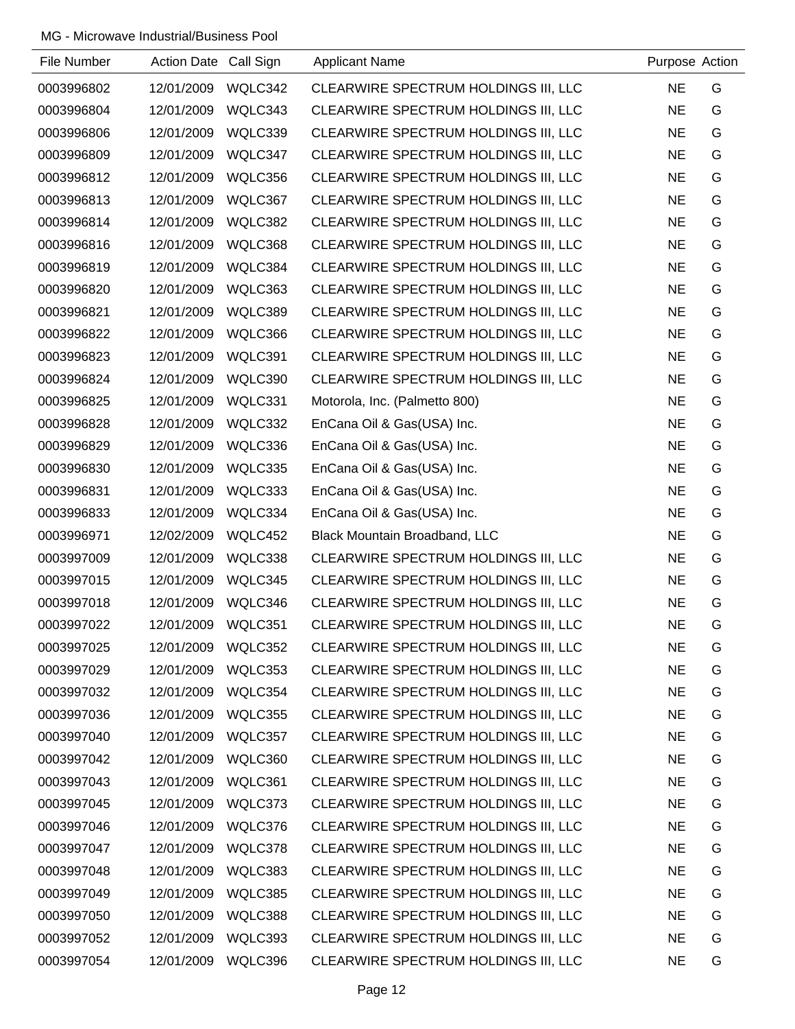MG - Microwave Industrial/Business Pool

| File Number | Action Date | Call Sign | Applicant Name | Purpose | Action |
|---|---|---|---|---|---|
| 0003996802 | 12/01/2009 | WQLC342 | CLEARWIRE SPECTRUM HOLDINGS III, LLC | NE | G |
| 0003996804 | 12/01/2009 | WQLC343 | CLEARWIRE SPECTRUM HOLDINGS III, LLC | NE | G |
| 0003996806 | 12/01/2009 | WQLC339 | CLEARWIRE SPECTRUM HOLDINGS III, LLC | NE | G |
| 0003996809 | 12/01/2009 | WQLC347 | CLEARWIRE SPECTRUM HOLDINGS III, LLC | NE | G |
| 0003996812 | 12/01/2009 | WQLC356 | CLEARWIRE SPECTRUM HOLDINGS III, LLC | NE | G |
| 0003996813 | 12/01/2009 | WQLC367 | CLEARWIRE SPECTRUM HOLDINGS III, LLC | NE | G |
| 0003996814 | 12/01/2009 | WQLC382 | CLEARWIRE SPECTRUM HOLDINGS III, LLC | NE | G |
| 0003996816 | 12/01/2009 | WQLC368 | CLEARWIRE SPECTRUM HOLDINGS III, LLC | NE | G |
| 0003996819 | 12/01/2009 | WQLC384 | CLEARWIRE SPECTRUM HOLDINGS III, LLC | NE | G |
| 0003996820 | 12/01/2009 | WQLC363 | CLEARWIRE SPECTRUM HOLDINGS III, LLC | NE | G |
| 0003996821 | 12/01/2009 | WQLC389 | CLEARWIRE SPECTRUM HOLDINGS III, LLC | NE | G |
| 0003996822 | 12/01/2009 | WQLC366 | CLEARWIRE SPECTRUM HOLDINGS III, LLC | NE | G |
| 0003996823 | 12/01/2009 | WQLC391 | CLEARWIRE SPECTRUM HOLDINGS III, LLC | NE | G |
| 0003996824 | 12/01/2009 | WQLC390 | CLEARWIRE SPECTRUM HOLDINGS III, LLC | NE | G |
| 0003996825 | 12/01/2009 | WQLC331 | Motorola, Inc. (Palmetto 800) | NE | G |
| 0003996828 | 12/01/2009 | WQLC332 | EnCana Oil & Gas(USA) Inc. | NE | G |
| 0003996829 | 12/01/2009 | WQLC336 | EnCana Oil & Gas(USA) Inc. | NE | G |
| 0003996830 | 12/01/2009 | WQLC335 | EnCana Oil & Gas(USA) Inc. | NE | G |
| 0003996831 | 12/01/2009 | WQLC333 | EnCana Oil & Gas(USA) Inc. | NE | G |
| 0003996833 | 12/01/2009 | WQLC334 | EnCana Oil & Gas(USA) Inc. | NE | G |
| 0003996971 | 12/02/2009 | WQLC452 | Black Mountain Broadband, LLC | NE | G |
| 0003997009 | 12/01/2009 | WQLC338 | CLEARWIRE SPECTRUM HOLDINGS III, LLC | NE | G |
| 0003997015 | 12/01/2009 | WQLC345 | CLEARWIRE SPECTRUM HOLDINGS III, LLC | NE | G |
| 0003997018 | 12/01/2009 | WQLC346 | CLEARWIRE SPECTRUM HOLDINGS III, LLC | NE | G |
| 0003997022 | 12/01/2009 | WQLC351 | CLEARWIRE SPECTRUM HOLDINGS III, LLC | NE | G |
| 0003997025 | 12/01/2009 | WQLC352 | CLEARWIRE SPECTRUM HOLDINGS III, LLC | NE | G |
| 0003997029 | 12/01/2009 | WQLC353 | CLEARWIRE SPECTRUM HOLDINGS III, LLC | NE | G |
| 0003997032 | 12/01/2009 | WQLC354 | CLEARWIRE SPECTRUM HOLDINGS III, LLC | NE | G |
| 0003997036 | 12/01/2009 | WQLC355 | CLEARWIRE SPECTRUM HOLDINGS III, LLC | NE | G |
| 0003997040 | 12/01/2009 | WQLC357 | CLEARWIRE SPECTRUM HOLDINGS III, LLC | NE | G |
| 0003997042 | 12/01/2009 | WQLC360 | CLEARWIRE SPECTRUM HOLDINGS III, LLC | NE | G |
| 0003997043 | 12/01/2009 | WQLC361 | CLEARWIRE SPECTRUM HOLDINGS III, LLC | NE | G |
| 0003997045 | 12/01/2009 | WQLC373 | CLEARWIRE SPECTRUM HOLDINGS III, LLC | NE | G |
| 0003997046 | 12/01/2009 | WQLC376 | CLEARWIRE SPECTRUM HOLDINGS III, LLC | NE | G |
| 0003997047 | 12/01/2009 | WQLC378 | CLEARWIRE SPECTRUM HOLDINGS III, LLC | NE | G |
| 0003997048 | 12/01/2009 | WQLC383 | CLEARWIRE SPECTRUM HOLDINGS III, LLC | NE | G |
| 0003997049 | 12/01/2009 | WQLC385 | CLEARWIRE SPECTRUM HOLDINGS III, LLC | NE | G |
| 0003997050 | 12/01/2009 | WQLC388 | CLEARWIRE SPECTRUM HOLDINGS III, LLC | NE | G |
| 0003997052 | 12/01/2009 | WQLC393 | CLEARWIRE SPECTRUM HOLDINGS III, LLC | NE | G |
| 0003997054 | 12/01/2009 | WQLC396 | CLEARWIRE SPECTRUM HOLDINGS III, LLC | NE | G |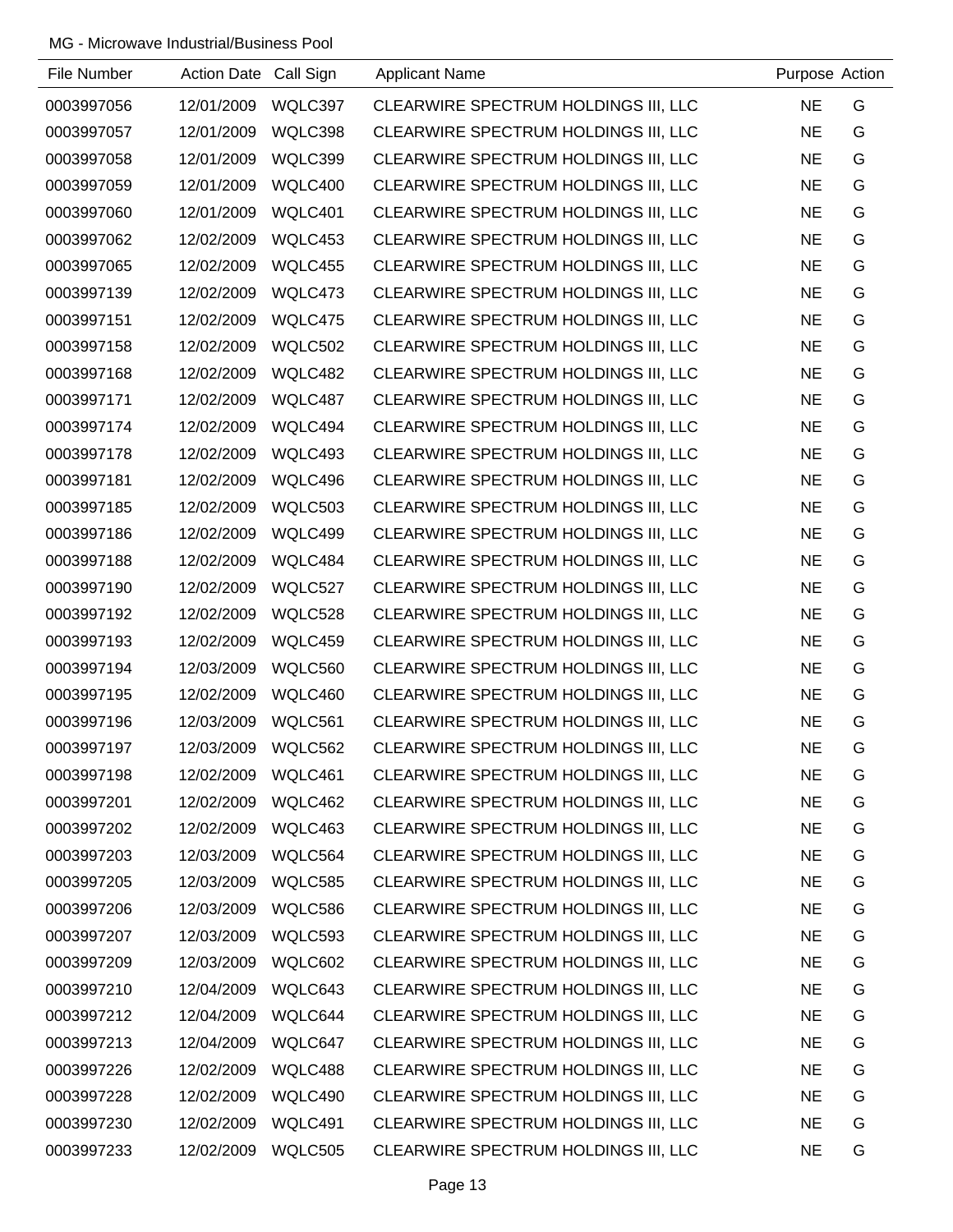MG - Microwave Industrial/Business Pool

| File Number | Action Date | Call Sign | Applicant Name | Purpose | Action |
|---|---|---|---|---|---|
| 0003997056 | 12/01/2009 | WQLC397 | CLEARWIRE SPECTRUM HOLDINGS III, LLC | NE | G |
| 0003997057 | 12/01/2009 | WQLC398 | CLEARWIRE SPECTRUM HOLDINGS III, LLC | NE | G |
| 0003997058 | 12/01/2009 | WQLC399 | CLEARWIRE SPECTRUM HOLDINGS III, LLC | NE | G |
| 0003997059 | 12/01/2009 | WQLC400 | CLEARWIRE SPECTRUM HOLDINGS III, LLC | NE | G |
| 0003997060 | 12/01/2009 | WQLC401 | CLEARWIRE SPECTRUM HOLDINGS III, LLC | NE | G |
| 0003997062 | 12/02/2009 | WQLC453 | CLEARWIRE SPECTRUM HOLDINGS III, LLC | NE | G |
| 0003997065 | 12/02/2009 | WQLC455 | CLEARWIRE SPECTRUM HOLDINGS III, LLC | NE | G |
| 0003997139 | 12/02/2009 | WQLC473 | CLEARWIRE SPECTRUM HOLDINGS III, LLC | NE | G |
| 0003997151 | 12/02/2009 | WQLC475 | CLEARWIRE SPECTRUM HOLDINGS III, LLC | NE | G |
| 0003997158 | 12/02/2009 | WQLC502 | CLEARWIRE SPECTRUM HOLDINGS III, LLC | NE | G |
| 0003997168 | 12/02/2009 | WQLC482 | CLEARWIRE SPECTRUM HOLDINGS III, LLC | NE | G |
| 0003997171 | 12/02/2009 | WQLC487 | CLEARWIRE SPECTRUM HOLDINGS III, LLC | NE | G |
| 0003997174 | 12/02/2009 | WQLC494 | CLEARWIRE SPECTRUM HOLDINGS III, LLC | NE | G |
| 0003997178 | 12/02/2009 | WQLC493 | CLEARWIRE SPECTRUM HOLDINGS III, LLC | NE | G |
| 0003997181 | 12/02/2009 | WQLC496 | CLEARWIRE SPECTRUM HOLDINGS III, LLC | NE | G |
| 0003997185 | 12/02/2009 | WQLC503 | CLEARWIRE SPECTRUM HOLDINGS III, LLC | NE | G |
| 0003997186 | 12/02/2009 | WQLC499 | CLEARWIRE SPECTRUM HOLDINGS III, LLC | NE | G |
| 0003997188 | 12/02/2009 | WQLC484 | CLEARWIRE SPECTRUM HOLDINGS III, LLC | NE | G |
| 0003997190 | 12/02/2009 | WQLC527 | CLEARWIRE SPECTRUM HOLDINGS III, LLC | NE | G |
| 0003997192 | 12/02/2009 | WQLC528 | CLEARWIRE SPECTRUM HOLDINGS III, LLC | NE | G |
| 0003997193 | 12/02/2009 | WQLC459 | CLEARWIRE SPECTRUM HOLDINGS III, LLC | NE | G |
| 0003997194 | 12/03/2009 | WQLC560 | CLEARWIRE SPECTRUM HOLDINGS III, LLC | NE | G |
| 0003997195 | 12/02/2009 | WQLC460 | CLEARWIRE SPECTRUM HOLDINGS III, LLC | NE | G |
| 0003997196 | 12/03/2009 | WQLC561 | CLEARWIRE SPECTRUM HOLDINGS III, LLC | NE | G |
| 0003997197 | 12/03/2009 | WQLC562 | CLEARWIRE SPECTRUM HOLDINGS III, LLC | NE | G |
| 0003997198 | 12/02/2009 | WQLC461 | CLEARWIRE SPECTRUM HOLDINGS III, LLC | NE | G |
| 0003997201 | 12/02/2009 | WQLC462 | CLEARWIRE SPECTRUM HOLDINGS III, LLC | NE | G |
| 0003997202 | 12/02/2009 | WQLC463 | CLEARWIRE SPECTRUM HOLDINGS III, LLC | NE | G |
| 0003997203 | 12/03/2009 | WQLC564 | CLEARWIRE SPECTRUM HOLDINGS III, LLC | NE | G |
| 0003997205 | 12/03/2009 | WQLC585 | CLEARWIRE SPECTRUM HOLDINGS III, LLC | NE | G |
| 0003997206 | 12/03/2009 | WQLC586 | CLEARWIRE SPECTRUM HOLDINGS III, LLC | NE | G |
| 0003997207 | 12/03/2009 | WQLC593 | CLEARWIRE SPECTRUM HOLDINGS III, LLC | NE | G |
| 0003997209 | 12/03/2009 | WQLC602 | CLEARWIRE SPECTRUM HOLDINGS III, LLC | NE | G |
| 0003997210 | 12/04/2009 | WQLC643 | CLEARWIRE SPECTRUM HOLDINGS III, LLC | NE | G |
| 0003997212 | 12/04/2009 | WQLC644 | CLEARWIRE SPECTRUM HOLDINGS III, LLC | NE | G |
| 0003997213 | 12/04/2009 | WQLC647 | CLEARWIRE SPECTRUM HOLDINGS III, LLC | NE | G |
| 0003997226 | 12/02/2009 | WQLC488 | CLEARWIRE SPECTRUM HOLDINGS III, LLC | NE | G |
| 0003997228 | 12/02/2009 | WQLC490 | CLEARWIRE SPECTRUM HOLDINGS III, LLC | NE | G |
| 0003997230 | 12/02/2009 | WQLC491 | CLEARWIRE SPECTRUM HOLDINGS III, LLC | NE | G |
| 0003997233 | 12/02/2009 | WQLC505 | CLEARWIRE SPECTRUM HOLDINGS III, LLC | NE | G |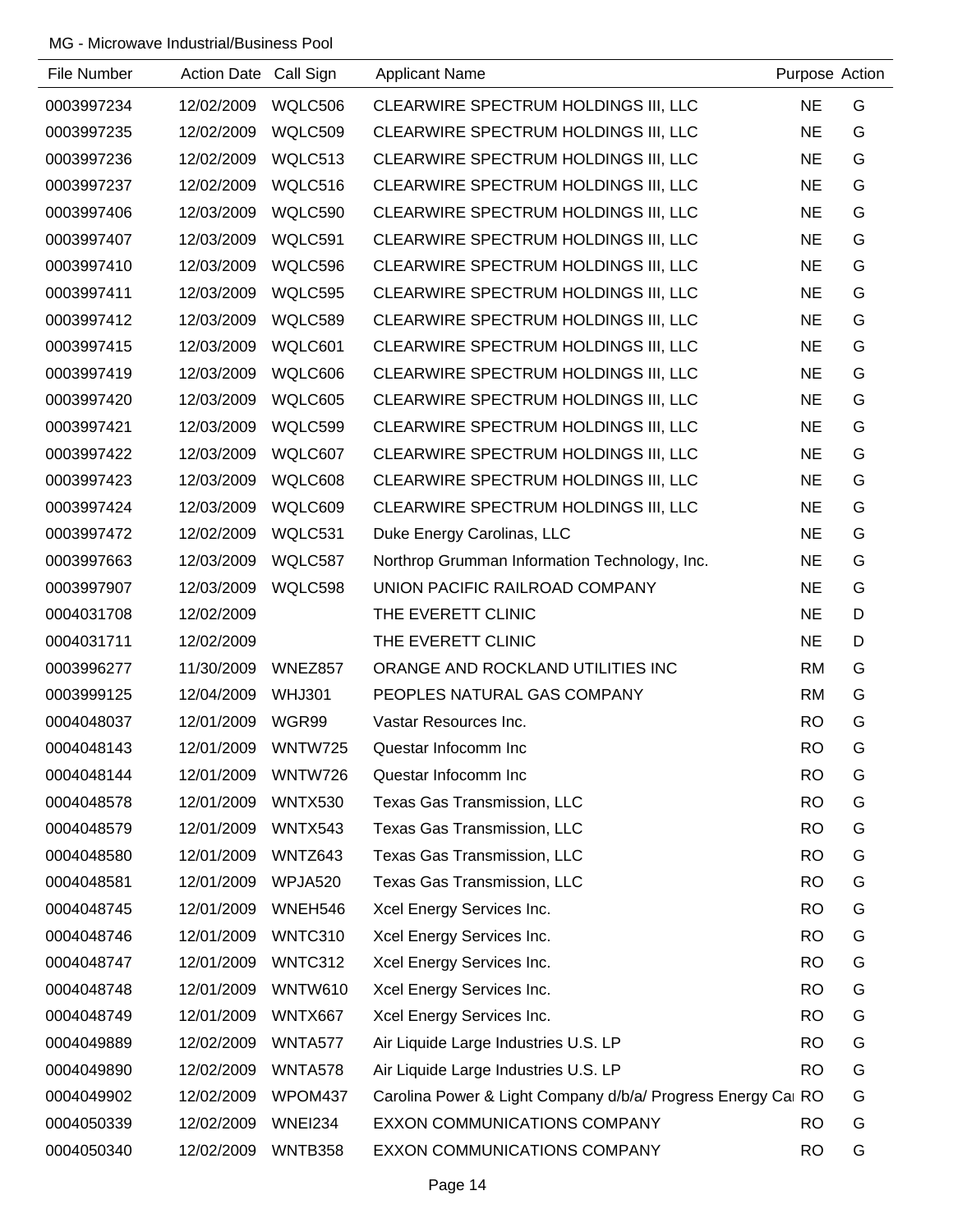MG - Microwave Industrial/Business Pool

| File Number | Action Date | Call Sign | Applicant Name | Purpose | Action |
|---|---|---|---|---|---|
| 0003997234 | 12/02/2009 | WQLC506 | CLEARWIRE SPECTRUM HOLDINGS III, LLC | NE | G |
| 0003997235 | 12/02/2009 | WQLC509 | CLEARWIRE SPECTRUM HOLDINGS III, LLC | NE | G |
| 0003997236 | 12/02/2009 | WQLC513 | CLEARWIRE SPECTRUM HOLDINGS III, LLC | NE | G |
| 0003997237 | 12/02/2009 | WQLC516 | CLEARWIRE SPECTRUM HOLDINGS III, LLC | NE | G |
| 0003997406 | 12/03/2009 | WQLC590 | CLEARWIRE SPECTRUM HOLDINGS III, LLC | NE | G |
| 0003997407 | 12/03/2009 | WQLC591 | CLEARWIRE SPECTRUM HOLDINGS III, LLC | NE | G |
| 0003997410 | 12/03/2009 | WQLC596 | CLEARWIRE SPECTRUM HOLDINGS III, LLC | NE | G |
| 0003997411 | 12/03/2009 | WQLC595 | CLEARWIRE SPECTRUM HOLDINGS III, LLC | NE | G |
| 0003997412 | 12/03/2009 | WQLC589 | CLEARWIRE SPECTRUM HOLDINGS III, LLC | NE | G |
| 0003997415 | 12/03/2009 | WQLC601 | CLEARWIRE SPECTRUM HOLDINGS III, LLC | NE | G |
| 0003997419 | 12/03/2009 | WQLC606 | CLEARWIRE SPECTRUM HOLDINGS III, LLC | NE | G |
| 0003997420 | 12/03/2009 | WQLC605 | CLEARWIRE SPECTRUM HOLDINGS III, LLC | NE | G |
| 0003997421 | 12/03/2009 | WQLC599 | CLEARWIRE SPECTRUM HOLDINGS III, LLC | NE | G |
| 0003997422 | 12/03/2009 | WQLC607 | CLEARWIRE SPECTRUM HOLDINGS III, LLC | NE | G |
| 0003997423 | 12/03/2009 | WQLC608 | CLEARWIRE SPECTRUM HOLDINGS III, LLC | NE | G |
| 0003997424 | 12/03/2009 | WQLC609 | CLEARWIRE SPECTRUM HOLDINGS III, LLC | NE | G |
| 0003997472 | 12/02/2009 | WQLC531 | Duke Energy Carolinas, LLC | NE | G |
| 0003997663 | 12/03/2009 | WQLC587 | Northrop Grumman Information Technology, Inc. | NE | G |
| 0003997907 | 12/03/2009 | WQLC598 | UNION PACIFIC RAILROAD COMPANY | NE | G |
| 0004031708 | 12/02/2009 | | THE EVERETT CLINIC | NE | D |
| 0004031711 | 12/02/2009 | | THE EVERETT CLINIC | NE | D |
| 0003996277 | 11/30/2009 | WNEZ857 | ORANGE AND ROCKLAND UTILITIES INC | RM | G |
| 0003999125 | 12/04/2009 | WHJ301 | PEOPLES NATURAL GAS COMPANY | RM | G |
| 0004048037 | 12/01/2009 | WGR99 | Vastar Resources Inc. | RO | G |
| 0004048143 | 12/01/2009 | WNTW725 | Questar Infocomm Inc | RO | G |
| 0004048144 | 12/01/2009 | WNTW726 | Questar Infocomm Inc | RO | G |
| 0004048578 | 12/01/2009 | WNTX530 | Texas Gas Transmission, LLC | RO | G |
| 0004048579 | 12/01/2009 | WNTX543 | Texas Gas Transmission, LLC | RO | G |
| 0004048580 | 12/01/2009 | WNTZ643 | Texas Gas Transmission, LLC | RO | G |
| 0004048581 | 12/01/2009 | WPJA520 | Texas Gas Transmission, LLC | RO | G |
| 0004048745 | 12/01/2009 | WNEH546 | Xcel Energy Services Inc. | RO | G |
| 0004048746 | 12/01/2009 | WNTC310 | Xcel Energy Services Inc. | RO | G |
| 0004048747 | 12/01/2009 | WNTC312 | Xcel Energy Services Inc. | RO | G |
| 0004048748 | 12/01/2009 | WNTW610 | Xcel Energy Services Inc. | RO | G |
| 0004048749 | 12/01/2009 | WNTX667 | Xcel Energy Services Inc. | RO | G |
| 0004049889 | 12/02/2009 | WNTA577 | Air Liquide Large Industries U.S. LP | RO | G |
| 0004049890 | 12/02/2009 | WNTA578 | Air Liquide Large Industries U.S. LP | RO | G |
| 0004049902 | 12/02/2009 | WPOM437 | Carolina Power & Light Company d/b/a/ Progress Energy Ca | RO | G |
| 0004050339 | 12/02/2009 | WNEI234 | EXXON COMMUNICATIONS COMPANY | RO | G |
| 0004050340 | 12/02/2009 | WNTB358 | EXXON COMMUNICATIONS COMPANY | RO | G |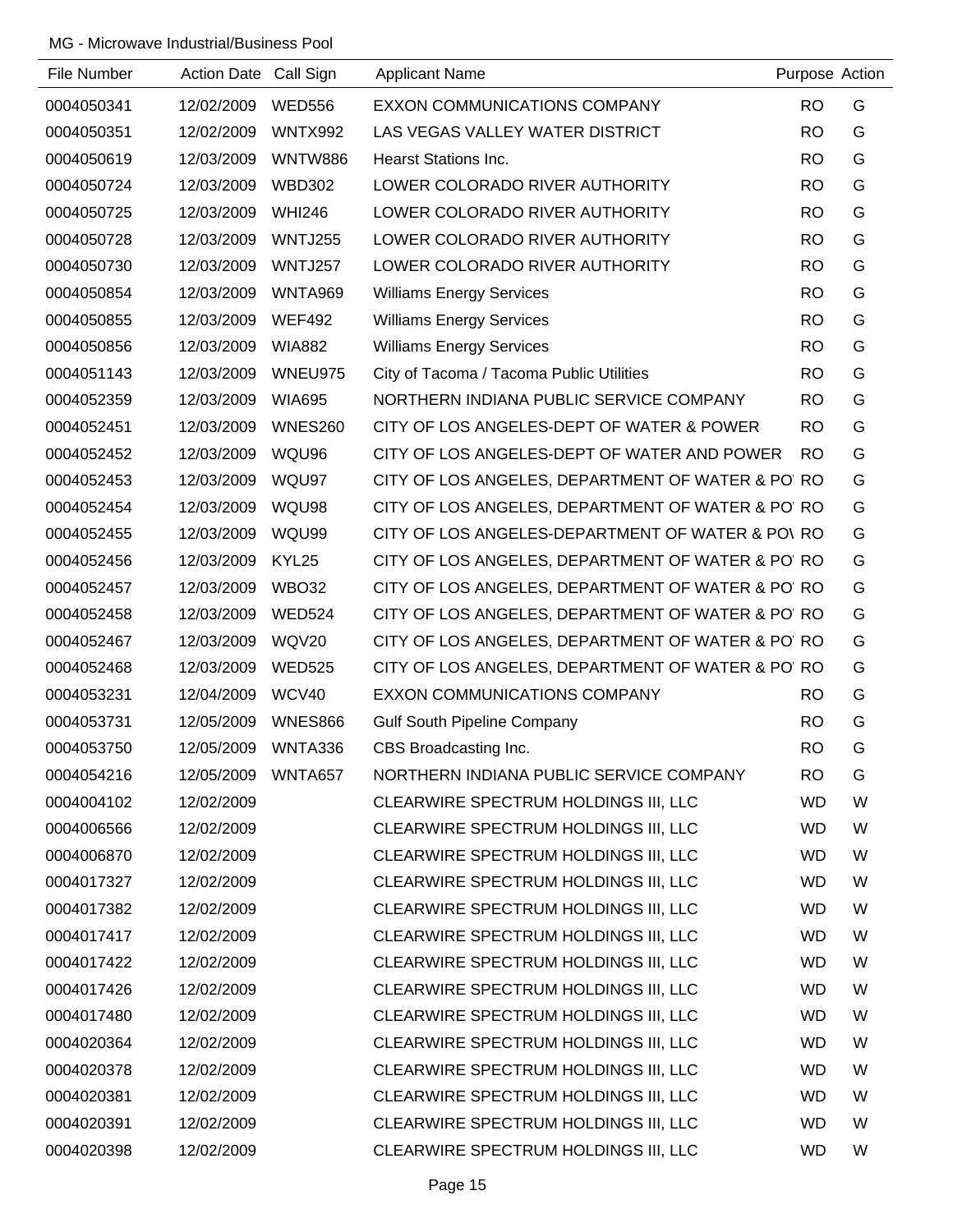MG - Microwave Industrial/Business Pool

| File Number | Action Date | Call Sign | Applicant Name | Purpose | Action |
|---|---|---|---|---|---|
| 0004050341 | 12/02/2009 | WED556 | EXXON COMMUNICATIONS COMPANY | RO | G |
| 0004050351 | 12/02/2009 | WNTX992 | LAS VEGAS VALLEY WATER DISTRICT | RO | G |
| 0004050619 | 12/03/2009 | WNTW886 | Hearst Stations Inc. | RO | G |
| 0004050724 | 12/03/2009 | WBD302 | LOWER COLORADO RIVER AUTHORITY | RO | G |
| 0004050725 | 12/03/2009 | WHI246 | LOWER COLORADO RIVER AUTHORITY | RO | G |
| 0004050728 | 12/03/2009 | WNTJ255 | LOWER COLORADO RIVER AUTHORITY | RO | G |
| 0004050730 | 12/03/2009 | WNTJ257 | LOWER COLORADO RIVER AUTHORITY | RO | G |
| 0004050854 | 12/03/2009 | WNTA969 | Williams Energy Services | RO | G |
| 0004050855 | 12/03/2009 | WEF492 | Williams Energy Services | RO | G |
| 0004050856 | 12/03/2009 | WIA882 | Williams Energy Services | RO | G |
| 0004051143 | 12/03/2009 | WNEU975 | City of Tacoma / Tacoma Public Utilities | RO | G |
| 0004052359 | 12/03/2009 | WIA695 | NORTHERN INDIANA PUBLIC SERVICE COMPANY | RO | G |
| 0004052451 | 12/03/2009 | WNES260 | CITY OF LOS ANGELES-DEPT OF WATER & POWER | RO | G |
| 0004052452 | 12/03/2009 | WQU96 | CITY OF LOS ANGELES-DEPT OF WATER AND POWER | RO | G |
| 0004052453 | 12/03/2009 | WQU97 | CITY OF LOS ANGELES, DEPARTMENT OF WATER & PO | RO | G |
| 0004052454 | 12/03/2009 | WQU98 | CITY OF LOS ANGELES, DEPARTMENT OF WATER & PO | RO | G |
| 0004052455 | 12/03/2009 | WQU99 | CITY OF LOS ANGELES-DEPARTMENT OF WATER & PO\ | RO | G |
| 0004052456 | 12/03/2009 | KYL25 | CITY OF LOS ANGELES, DEPARTMENT OF WATER & PO | RO | G |
| 0004052457 | 12/03/2009 | WBO32 | CITY OF LOS ANGELES, DEPARTMENT OF WATER & PO | RO | G |
| 0004052458 | 12/03/2009 | WED524 | CITY OF LOS ANGELES, DEPARTMENT OF WATER & PO | RO | G |
| 0004052467 | 12/03/2009 | WQV20 | CITY OF LOS ANGELES, DEPARTMENT OF WATER & PO | RO | G |
| 0004052468 | 12/03/2009 | WED525 | CITY OF LOS ANGELES, DEPARTMENT OF WATER & PO | RO | G |
| 0004053231 | 12/04/2009 | WCV40 | EXXON COMMUNICATIONS COMPANY | RO | G |
| 0004053731 | 12/05/2009 | WNES866 | Gulf South Pipeline Company | RO | G |
| 0004053750 | 12/05/2009 | WNTA336 | CBS Broadcasting Inc. | RO | G |
| 0004054216 | 12/05/2009 | WNTA657 | NORTHERN INDIANA PUBLIC SERVICE COMPANY | RO | G |
| 0004004102 | 12/02/2009 | | CLEARWIRE SPECTRUM HOLDINGS III, LLC | WD | W |
| 0004006566 | 12/02/2009 | | CLEARWIRE SPECTRUM HOLDINGS III, LLC | WD | W |
| 0004006870 | 12/02/2009 | | CLEARWIRE SPECTRUM HOLDINGS III, LLC | WD | W |
| 0004017327 | 12/02/2009 | | CLEARWIRE SPECTRUM HOLDINGS III, LLC | WD | W |
| 0004017382 | 12/02/2009 | | CLEARWIRE SPECTRUM HOLDINGS III, LLC | WD | W |
| 0004017417 | 12/02/2009 | | CLEARWIRE SPECTRUM HOLDINGS III, LLC | WD | W |
| 0004017422 | 12/02/2009 | | CLEARWIRE SPECTRUM HOLDINGS III, LLC | WD | W |
| 0004017426 | 12/02/2009 | | CLEARWIRE SPECTRUM HOLDINGS III, LLC | WD | W |
| 0004017480 | 12/02/2009 | | CLEARWIRE SPECTRUM HOLDINGS III, LLC | WD | W |
| 0004020364 | 12/02/2009 | | CLEARWIRE SPECTRUM HOLDINGS III, LLC | WD | W |
| 0004020378 | 12/02/2009 | | CLEARWIRE SPECTRUM HOLDINGS III, LLC | WD | W |
| 0004020381 | 12/02/2009 | | CLEARWIRE SPECTRUM HOLDINGS III, LLC | WD | W |
| 0004020391 | 12/02/2009 | | CLEARWIRE SPECTRUM HOLDINGS III, LLC | WD | W |
| 0004020398 | 12/02/2009 | | CLEARWIRE SPECTRUM HOLDINGS III, LLC | WD | W |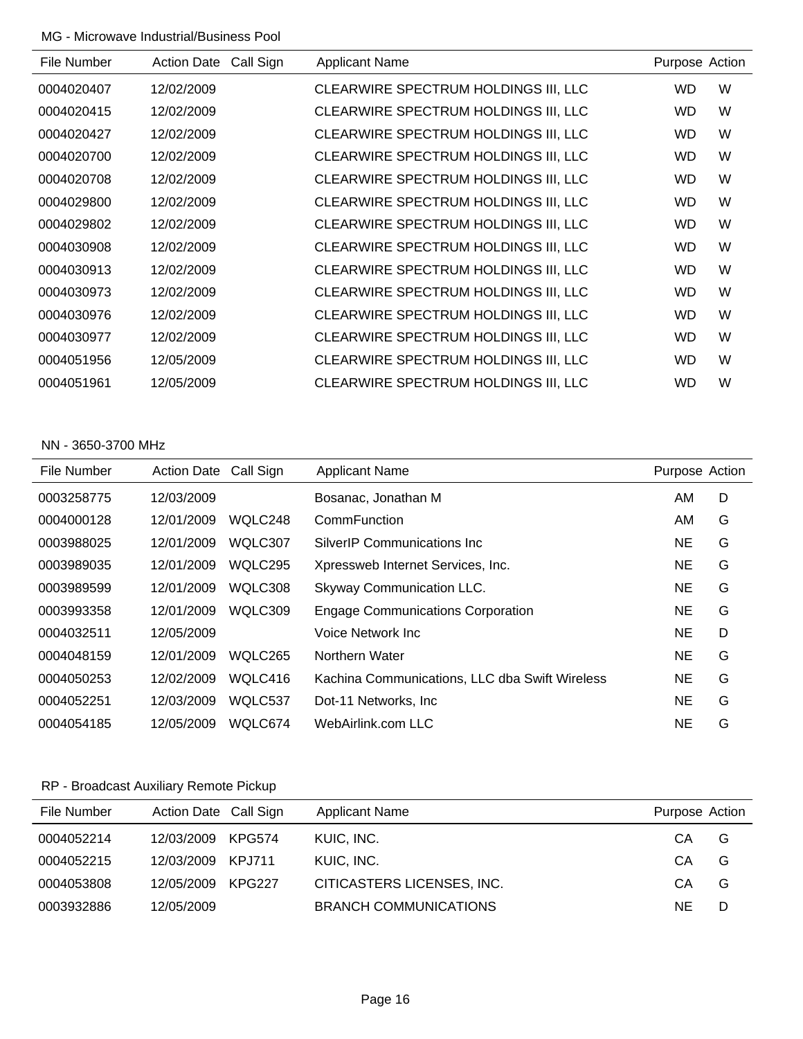MG - Microwave Industrial/Business Pool

| File Number | Action Date | Call Sign | Applicant Name | Purpose | Action |
|---|---|---|---|---|---|
| 0004020407 | 12/02/2009 | | CLEARWIRE SPECTRUM HOLDINGS III, LLC | WD | W |
| 0004020415 | 12/02/2009 | | CLEARWIRE SPECTRUM HOLDINGS III, LLC | WD | W |
| 0004020427 | 12/02/2009 | | CLEARWIRE SPECTRUM HOLDINGS III, LLC | WD | W |
| 0004020700 | 12/02/2009 | | CLEARWIRE SPECTRUM HOLDINGS III, LLC | WD | W |
| 0004020708 | 12/02/2009 | | CLEARWIRE SPECTRUM HOLDINGS III, LLC | WD | W |
| 0004029800 | 12/02/2009 | | CLEARWIRE SPECTRUM HOLDINGS III, LLC | WD | W |
| 0004029802 | 12/02/2009 | | CLEARWIRE SPECTRUM HOLDINGS III, LLC | WD | W |
| 0004030908 | 12/02/2009 | | CLEARWIRE SPECTRUM HOLDINGS III, LLC | WD | W |
| 0004030913 | 12/02/2009 | | CLEARWIRE SPECTRUM HOLDINGS III, LLC | WD | W |
| 0004030973 | 12/02/2009 | | CLEARWIRE SPECTRUM HOLDINGS III, LLC | WD | W |
| 0004030976 | 12/02/2009 | | CLEARWIRE SPECTRUM HOLDINGS III, LLC | WD | W |
| 0004030977 | 12/02/2009 | | CLEARWIRE SPECTRUM HOLDINGS III, LLC | WD | W |
| 0004051956 | 12/05/2009 | | CLEARWIRE SPECTRUM HOLDINGS III, LLC | WD | W |
| 0004051961 | 12/05/2009 | | CLEARWIRE SPECTRUM HOLDINGS III, LLC | WD | W |

NN - 3650-3700 MHz

| File Number | Action Date | Call Sign | Applicant Name | Purpose | Action |
|---|---|---|---|---|---|
| 0003258775 | 12/03/2009 | | Bosanac, Jonathan M | AM | D |
| 0004000128 | 12/01/2009 | WQLC248 | CommFunction | AM | G |
| 0003988025 | 12/01/2009 | WQLC307 | SilverIP Communications Inc | NE | G |
| 0003989035 | 12/01/2009 | WQLC295 | Xpressweb Internet Services, Inc. | NE | G |
| 0003989599 | 12/01/2009 | WQLC308 | Skyway Communication LLC. | NE | G |
| 0003993358 | 12/01/2009 | WQLC309 | Engage Communications Corporation | NE | G |
| 0004032511 | 12/05/2009 | | Voice Network Inc | NE | D |
| 0004048159 | 12/01/2009 | WQLC265 | Northern Water | NE | G |
| 0004050253 | 12/02/2009 | WQLC416 | Kachina Communications, LLC dba Swift Wireless | NE | G |
| 0004052251 | 12/03/2009 | WQLC537 | Dot-11 Networks, Inc | NE | G |
| 0004054185 | 12/05/2009 | WQLC674 | WebAirlink.com LLC | NE | G |

RP - Broadcast Auxiliary Remote Pickup

| File Number | Action Date | Call Sign | Applicant Name | Purpose | Action |
|---|---|---|---|---|---|
| 0004052214 | 12/03/2009 | KPG574 | KUIC, INC. | CA | G |
| 0004052215 | 12/03/2009 | KPJ711 | KUIC, INC. | CA | G |
| 0004053808 | 12/05/2009 | KPG227 | CITICASTERS LICENSES, INC. | CA | G |
| 0003932886 | 12/05/2009 | | BRANCH COMMUNICATIONS | NE | D |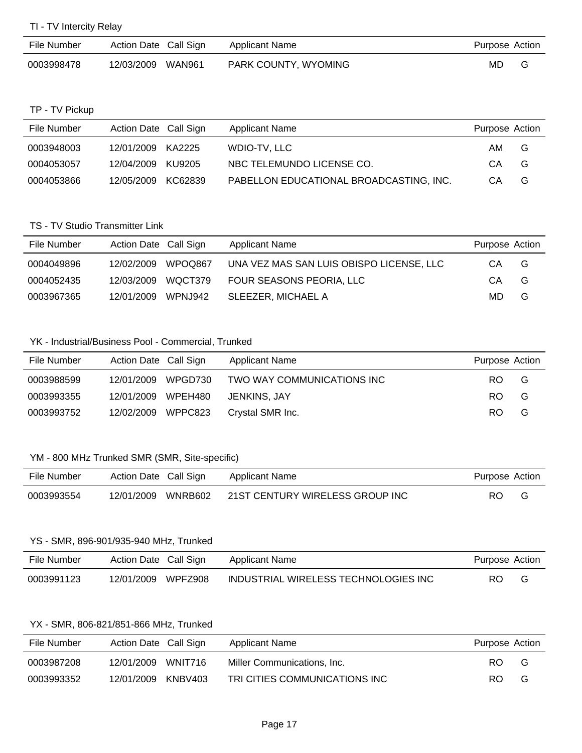### TI - TV Intercity Relay

| File Number | Action Date | Call Sign | Applicant Name | Purpose | Action |
|---|---|---|---|---|---|
| 0003998478 | 12/03/2009 | WAN961 | PARK COUNTY, WYOMING | MD | G |

### TP - TV Pickup

| File Number | Action Date | Call Sign | Applicant Name | Purpose | Action |
|---|---|---|---|---|---|
| 0003948003 | 12/01/2009 | KA2225 | WDIO-TV, LLC | AM | G |
| 0004053057 | 12/04/2009 | KU9205 | NBC TELEMUNDO LICENSE CO. | CA | G |
| 0004053866 | 12/05/2009 | KC62839 | PABELLON EDUCATIONAL BROADCASTING, INC. | CA | G |

### TS - TV Studio Transmitter Link

| File Number | Action Date | Call Sign | Applicant Name | Purpose | Action |
|---|---|---|---|---|---|
| 0004049896 | 12/02/2009 | WPOQ867 | UNA VEZ MAS SAN LUIS OBISPO LICENSE, LLC | CA | G |
| 0004052435 | 12/03/2009 | WQCT379 | FOUR SEASONS PEORIA, LLC | CA | G |
| 0003967365 | 12/01/2009 | WPNJ942 | SLEEZER, MICHAEL A | MD | G |

### YK - Industrial/Business Pool - Commercial, Trunked

| File Number | Action Date | Call Sign | Applicant Name | Purpose | Action |
|---|---|---|---|---|---|
| 0003988599 | 12/01/2009 | WPGD730 | TWO WAY COMMUNICATIONS INC | RO | G |
| 0003993355 | 12/01/2009 | WPEH480 | JENKINS, JAY | RO | G |
| 0003993752 | 12/02/2009 | WPPC823 | Crystal SMR Inc. | RO | G |

### YM - 800 MHz Trunked SMR (SMR, Site-specific)

| File Number | Action Date | Call Sign | Applicant Name | Purpose | Action |
|---|---|---|---|---|---|
| 0003993554 | 12/01/2009 | WNRB602 | 21ST CENTURY WIRELESS GROUP INC | RO | G |

### YS - SMR, 896-901/935-940 MHz, Trunked

| File Number | Action Date | Call Sign | Applicant Name | Purpose | Action |
|---|---|---|---|---|---|
| 0003991123 | 12/01/2009 | WPFZ908 | INDUSTRIAL WIRELESS TECHNOLOGIES INC | RO | G |

### YX - SMR, 806-821/851-866 MHz, Trunked

| File Number | Action Date | Call Sign | Applicant Name | Purpose | Action |
|---|---|---|---|---|---|
| 0003987208 | 12/01/2009 | WNIT716 | Miller Communications, Inc. | RO | G |
| 0003993352 | 12/01/2009 | KNBV403 | TRI CITIES COMMUNICATIONS INC | RO | G |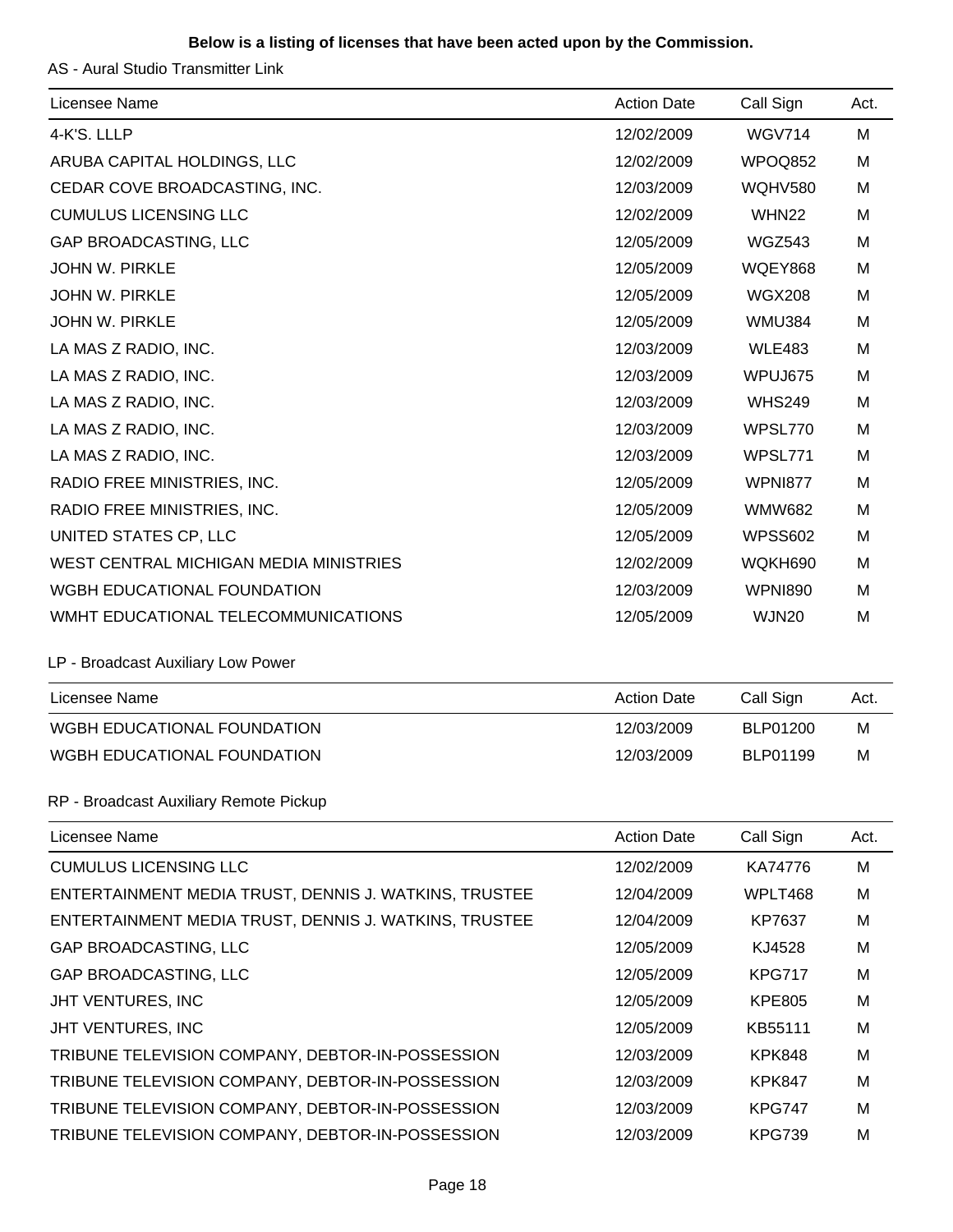**Below is a listing of licenses that have been acted upon by the Commission.**

AS - Aural Studio Transmitter Link

| Licensee Name | Action Date | Call Sign | Act. |
|---|---|---|---|
| 4-K'S. LLLP | 12/02/2009 | WGV714 | M |
| ARUBA CAPITAL HOLDINGS, LLC | 12/02/2009 | WPOQ852 | M |
| CEDAR COVE BROADCASTING, INC. | 12/03/2009 | WQHV580 | M |
| CUMULUS LICENSING LLC | 12/02/2009 | WHN22 | M |
| GAP BROADCASTING, LLC | 12/05/2009 | WGZ543 | M |
| JOHN W. PIRKLE | 12/05/2009 | WQEY868 | M |
| JOHN W. PIRKLE | 12/05/2009 | WGX208 | M |
| JOHN W. PIRKLE | 12/05/2009 | WMU384 | M |
| LA MAS Z RADIO, INC. | 12/03/2009 | WLE483 | M |
| LA MAS Z RADIO, INC. | 12/03/2009 | WPUJ675 | M |
| LA MAS Z RADIO, INC. | 12/03/2009 | WHS249 | M |
| LA MAS Z RADIO, INC. | 12/03/2009 | WPSL770 | M |
| LA MAS Z RADIO, INC. | 12/03/2009 | WPSL771 | M |
| RADIO FREE MINISTRIES, INC. | 12/05/2009 | WPNI877 | M |
| RADIO FREE MINISTRIES, INC. | 12/05/2009 | WMW682 | M |
| UNITED STATES CP, LLC | 12/05/2009 | WPSS602 | M |
| WEST CENTRAL MICHIGAN MEDIA MINISTRIES | 12/02/2009 | WQKH690 | M |
| WGBH EDUCATIONAL FOUNDATION | 12/03/2009 | WPNI890 | M |
| WMHT EDUCATIONAL TELECOMMUNICATIONS | 12/05/2009 | WJN20 | M |

LP - Broadcast Auxiliary Low Power

| Licensee Name | Action Date | Call Sign | Act. |
|---|---|---|---|
| WGBH EDUCATIONAL FOUNDATION | 12/03/2009 | BLP01200 | M |
| WGBH EDUCATIONAL FOUNDATION | 12/03/2009 | BLP01199 | M |

RP - Broadcast Auxiliary Remote Pickup

| Licensee Name | Action Date | Call Sign | Act. |
|---|---|---|---|
| CUMULUS LICENSING LLC | 12/02/2009 | KA74776 | M |
| ENTERTAINMENT MEDIA TRUST, DENNIS J. WATKINS, TRUSTEE | 12/04/2009 | WPLT468 | M |
| ENTERTAINMENT MEDIA TRUST, DENNIS J. WATKINS, TRUSTEE | 12/04/2009 | KP7637 | M |
| GAP BROADCASTING, LLC | 12/05/2009 | KJ4528 | M |
| GAP BROADCASTING, LLC | 12/05/2009 | KPG717 | M |
| JHT VENTURES, INC | 12/05/2009 | KPE805 | M |
| JHT VENTURES, INC | 12/05/2009 | KB55111 | M |
| TRIBUNE TELEVISION COMPANY, DEBTOR-IN-POSSESSION | 12/03/2009 | KPK848 | M |
| TRIBUNE TELEVISION COMPANY, DEBTOR-IN-POSSESSION | 12/03/2009 | KPK847 | M |
| TRIBUNE TELEVISION COMPANY, DEBTOR-IN-POSSESSION | 12/03/2009 | KPG747 | M |
| TRIBUNE TELEVISION COMPANY, DEBTOR-IN-POSSESSION | 12/03/2009 | KPG739 | M |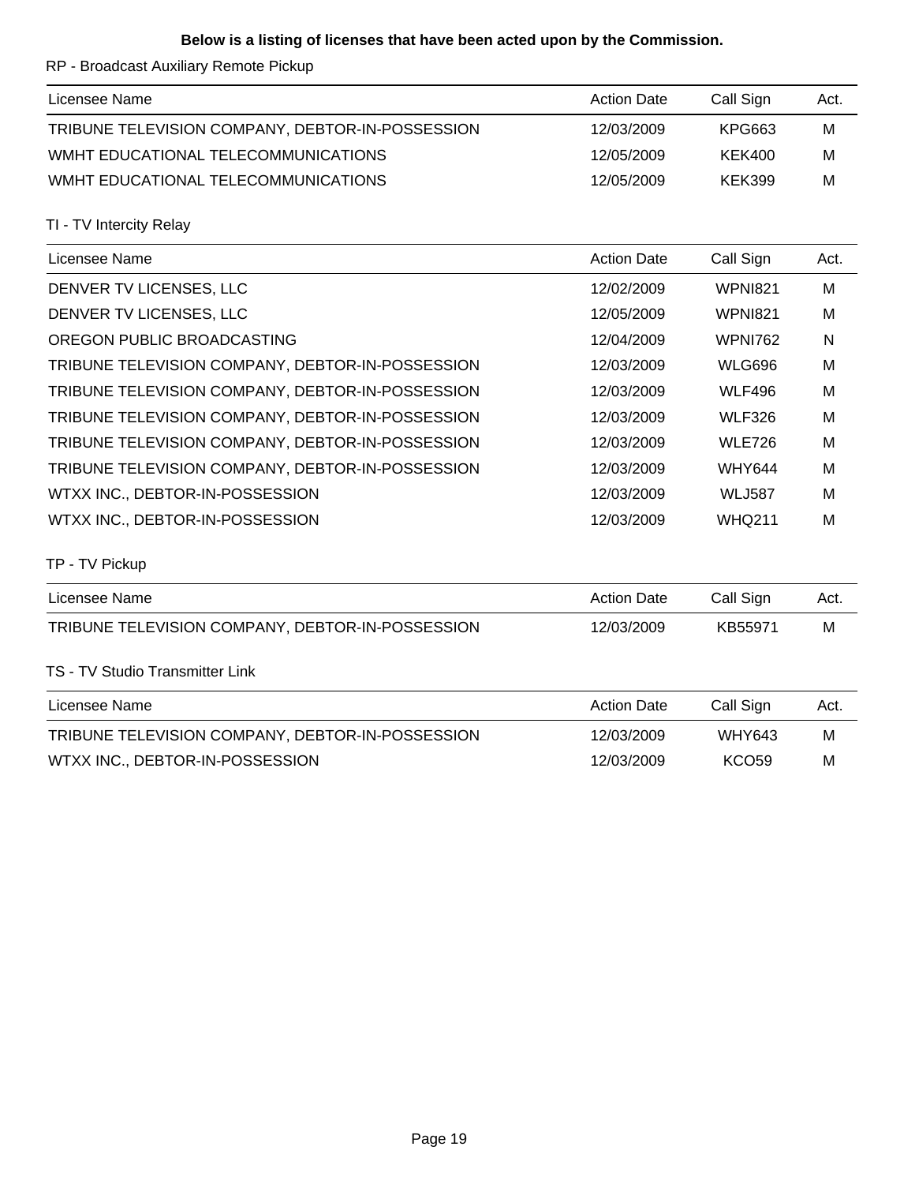**Below is a listing of licenses that have been acted upon by the Commission.**

RP - Broadcast Auxiliary Remote Pickup

| Licensee Name | Action Date | Call Sign | Act. |
|---|---|---|---|
| TRIBUNE TELEVISION COMPANY, DEBTOR-IN-POSSESSION | 12/03/2009 | KPG663 | M |
| WMHT EDUCATIONAL TELECOMMUNICATIONS | 12/05/2009 | KEK400 | M |
| WMHT EDUCATIONAL TELECOMMUNICATIONS | 12/05/2009 | KEK399 | M |

TI - TV Intercity Relay

| Licensee Name | Action Date | Call Sign | Act. |
|---|---|---|---|
| DENVER TV LICENSES, LLC | 12/02/2009 | WPNI821 | M |
| DENVER TV LICENSES, LLC | 12/05/2009 | WPNI821 | M |
| OREGON PUBLIC BROADCASTING | 12/04/2009 | WPNI762 | N |
| TRIBUNE TELEVISION COMPANY, DEBTOR-IN-POSSESSION | 12/03/2009 | WLG696 | M |
| TRIBUNE TELEVISION COMPANY, DEBTOR-IN-POSSESSION | 12/03/2009 | WLF496 | M |
| TRIBUNE TELEVISION COMPANY, DEBTOR-IN-POSSESSION | 12/03/2009 | WLF326 | M |
| TRIBUNE TELEVISION COMPANY, DEBTOR-IN-POSSESSION | 12/03/2009 | WLE726 | M |
| TRIBUNE TELEVISION COMPANY, DEBTOR-IN-POSSESSION | 12/03/2009 | WHY644 | M |
| WTXX INC., DEBTOR-IN-POSSESSION | 12/03/2009 | WLJ587 | M |
| WTXX INC., DEBTOR-IN-POSSESSION | 12/03/2009 | WHQ211 | M |

TP - TV Pickup

| Licensee Name | Action Date | Call Sign | Act. |
|---|---|---|---|
| TRIBUNE TELEVISION COMPANY, DEBTOR-IN-POSSESSION | 12/03/2009 | KB55971 | M |

TS - TV Studio Transmitter Link

| Licensee Name | Action Date | Call Sign | Act. |
|---|---|---|---|
| TRIBUNE TELEVISION COMPANY, DEBTOR-IN-POSSESSION | 12/03/2009 | WHY643 | M |
| WTXX INC., DEBTOR-IN-POSSESSION | 12/03/2009 | KCO59 | M |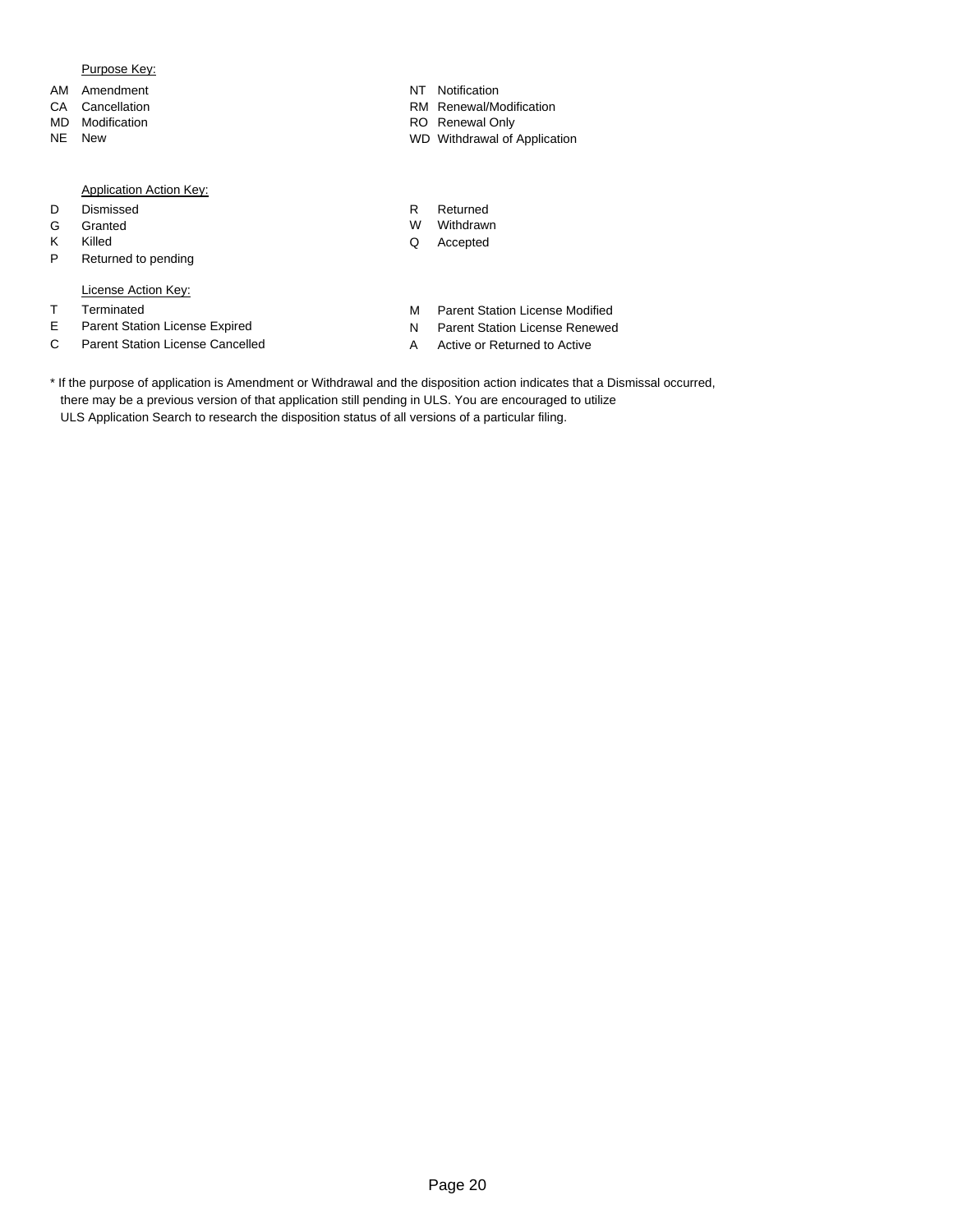Purpose Key:

AM Amendment
CA Cancellation
MD Modification
NE New
NT Notification
RM Renewal/Modification
RO Renewal Only
WD Withdrawal of Application

Application Action Key:

D Dismissed
G Granted
K Killed
P Returned to pending
R Returned
W Withdrawn
Q Accepted

License Action Key:

T Terminated
E Parent Station License Expired
C Parent Station License Cancelled
M Parent Station License Modified
N Parent Station License Renewed
A Active or Returned to Active

* If the purpose of application is Amendment or Withdrawal and the disposition action indicates that a Dismissal occurred, there may be a previous version of that application still pending in ULS. You are encouraged to utilize ULS Application Search to research the disposition status of all versions of a particular filing.